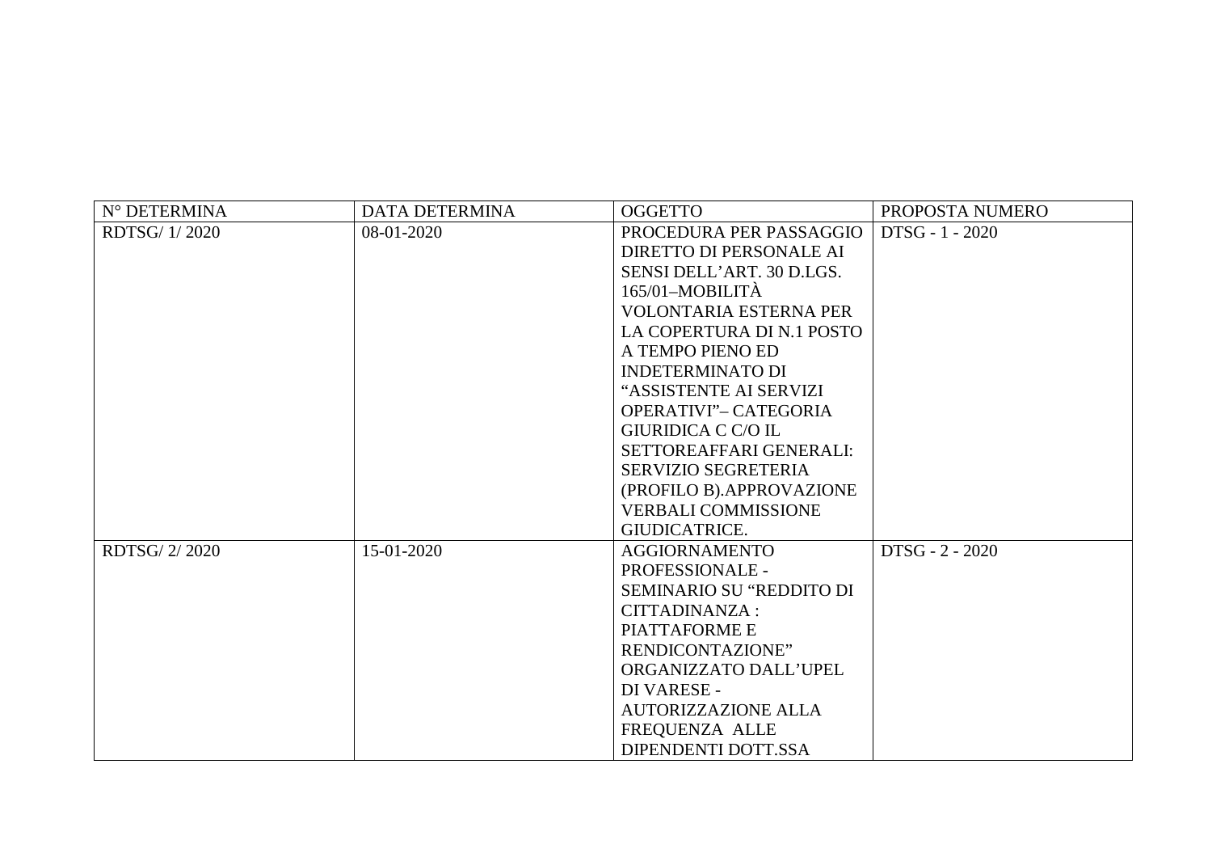| N° DETERMINA | DATA DETERMINA | OGGETTO | PROPOSTA NUMERO |
| --- | --- | --- | --- |
| RDTSG/ 1/ 2020 | 08-01-2020 | PROCEDURA PER PASSAGGIO DIRETTO DI PERSONALE AI SENSI DELL'ART. 30 D.LGS. 165/01–MOBILITÀ VOLONTARIA ESTERNA PER LA COPERTURA DI N.1 POSTO A TEMPO PIENO ED INDETERMINATO DI "ASSISTENTE AI SERVIZI OPERATIVI"– CATEGORIA GIURIDICA C C/O IL SETTOREAFFARI GENERALI: SERVIZIO SEGRETERIA (PROFILO B).APPROVAZIONE VERBALI COMMISSIONE GIUDICATRICE. | DTSG - 1 - 2020 |
| RDTSG/ 2/ 2020 | 15-01-2020 | AGGIORNAMENTO PROFESSIONALE - SEMINARIO SU "REDDITO DI CITTADINANZA : PIATTAFORME E RENDICONTAZIONE" ORGANIZZATO DALL'UPEL DI VARESE - AUTORIZZAZIONE ALLA FREQUENZA ALLE DIPENDENTI DOTT.SSA | DTSG - 2 - 2020 |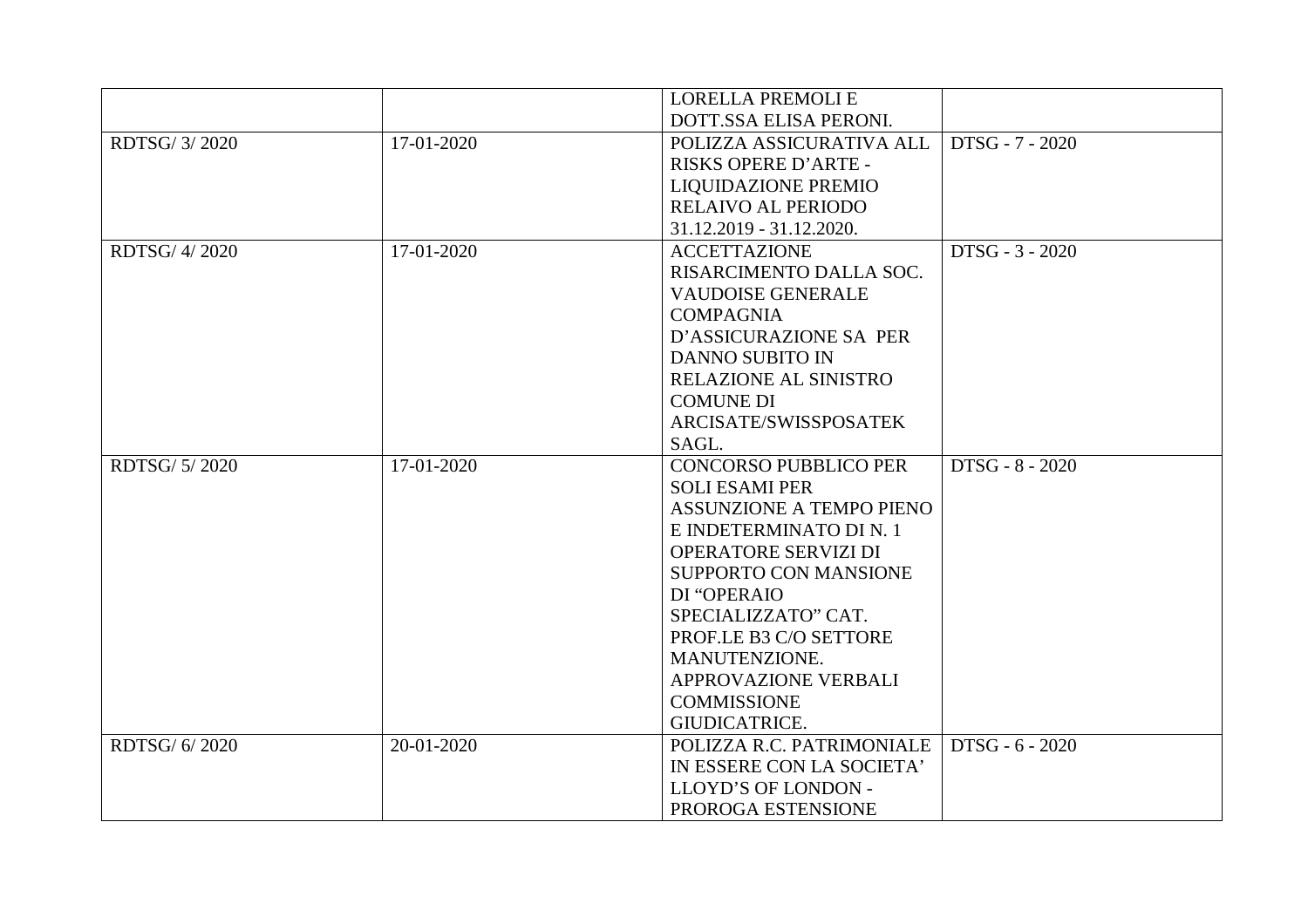| | | | |
|---|---|---|---|
| | | LORELLA PREMOLI E DOTT.SSA ELISA PERONI. | |
| RDTSG/ 3/ 2020 | 17-01-2020 | POLIZZA ASSICURATIVA ALL RISKS OPERE D'ARTE - LIQUIDAZIONE PREMIO RELAIVO AL PERIODO 31.12.2019 - 31.12.2020. | DTSG - 7 - 2020 |
| RDTSG/ 4/ 2020 | 17-01-2020 | ACCETTAZIONE RISARCIMENTO DALLA SOC. VAUDOISE GENERALE COMPAGNIA D'ASSICURAZIONE SA PER DANNO SUBITO IN RELAZIONE AL SINISTRO COMUNE DI ARCISATE/SWISSPOSATEK SAGL. | DTSG - 3 - 2020 |
| RDTSG/ 5/ 2020 | 17-01-2020 | CONCORSO PUBBLICO PER SOLI ESAMI PER ASSUNZIONE A TEMPO PIENO E INDETERMINATO DI N. 1 OPERATORE SERVIZI DI SUPPORTO CON MANSIONE DI "OPERAIO SPECIALIZZATO" CAT. PROF.LE B3 C/O SETTORE MANUTENZIONE. APPROVAZIONE VERBALI COMMISSIONE GIUDICATRICE. | DTSG - 8 - 2020 |
| RDTSG/ 6/ 2020 | 20-01-2020 | POLIZZA R.C. PATRIMONIALE IN ESSERE CON LA SOCIETA' LLOYD'S OF LONDON - PROROGA ESTENSIONE | DTSG - 6 - 2020 |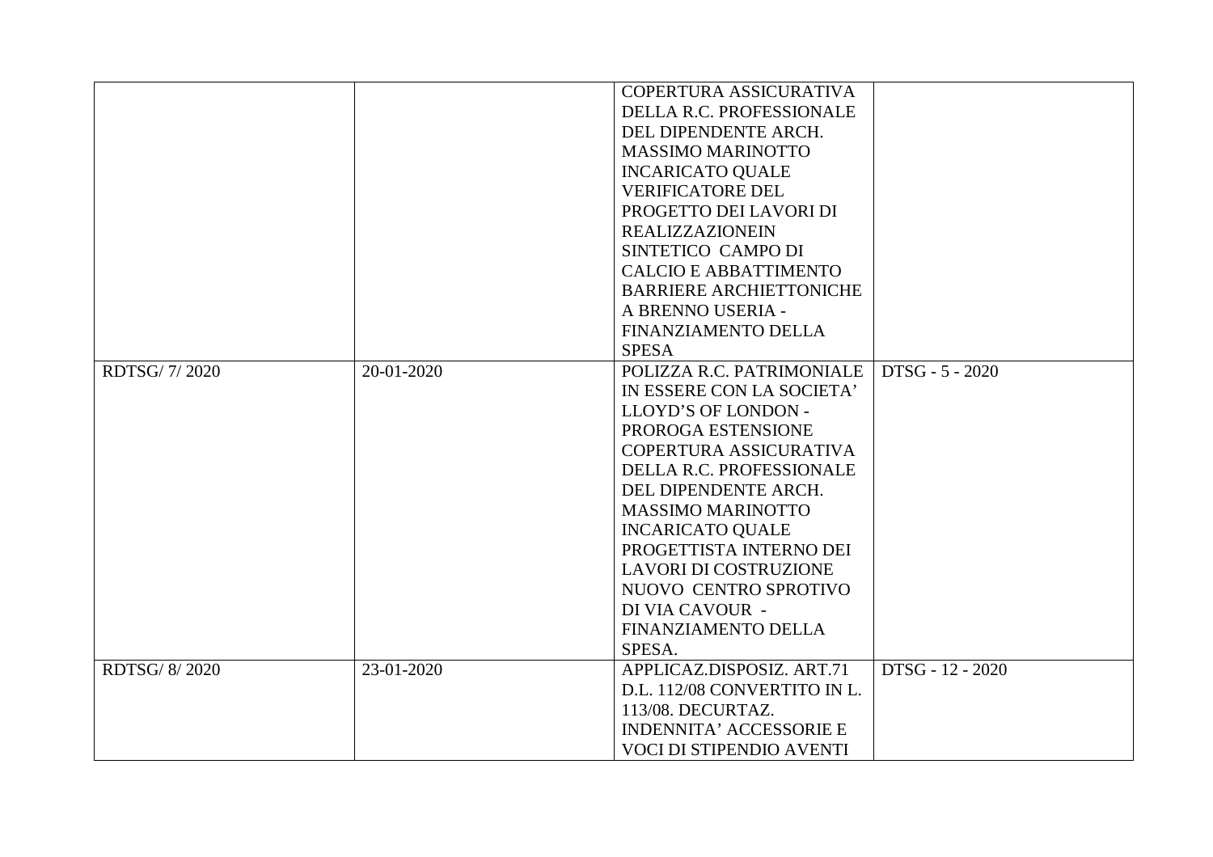| | | | |
|---|---|---|---|
| | | COPERTURA ASSICURATIVA DELLA R.C. PROFESSIONALE DEL DIPENDENTE ARCH. MASSIMO MARINOTTO INCARICATO QUALE VERIFICATORE DEL PROGETTO DEI LAVORI DI REALIZZAZIONEIN SINTETICO CAMPO DI CALCIO E ABBATTIMENTO BARRIERE ARCHIETTONICHE A BRENNO USERIA - FINANZIAMENTO DELLA SPESA | |
| RDTSG/ 7/ 2020 | 20-01-2020 | POLIZZA R.C. PATRIMONIALE IN ESSERE CON LA SOCIETA' LLOYD'S OF LONDON - PROROGA ESTENSIONE COPERTURA ASSICURATIVA DELLA R.C. PROFESSIONALE DEL DIPENDENTE ARCH. MASSIMO MARINOTTO INCARICATO QUALE PROGETTISTA INTERNO DEI LAVORI DI COSTRUZIONE NUOVO CENTRO SPROTIVO DI VIA CAVOUR - FINANZIAMENTO DELLA SPESA. | DTSG - 5 - 2020 |
| RDTSG/ 8/ 2020 | 23-01-2020 | APPLICAZ.DISPOSIZ. ART.71 D.L. 112/08 CONVERTITO IN L. 113/08. DECURTAZ. INDENNITA' ACCESSORIE E VOCI DI STIPENDIO AVENTI | DTSG - 12 - 2020 |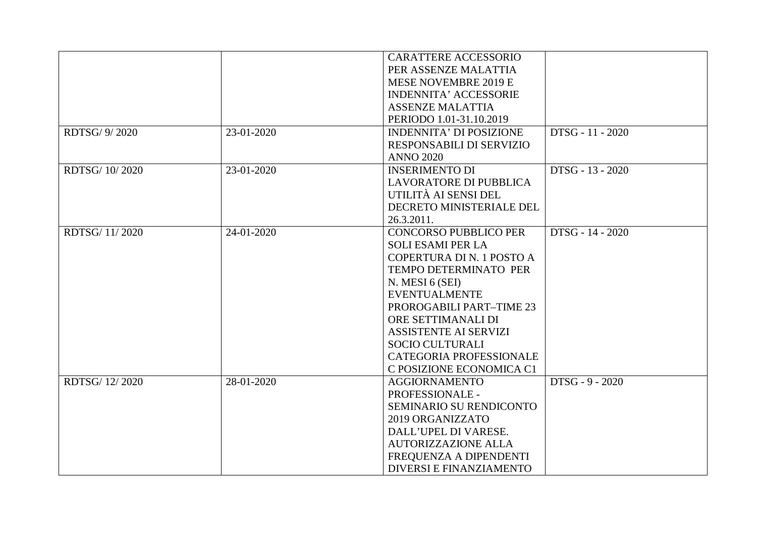| | | | |
|---|---|---|---|
| | | CARATTERE ACCESSORIO PER ASSENZE MALATTIA MESE NOVEMBRE 2019 E INDENNITA' ACCESSORIE ASSENZE MALATTIA PERIODO 1.01-31.10.2019 | |
| RDTSG/ 9/ 2020 | 23-01-2020 | INDENNITA' DI POSIZIONE RESPONSABILI DI SERVIZIO ANNO 2020 | DTSG - 11 - 2020 |
| RDTSG/ 10/ 2020 | 23-01-2020 | INSERIMENTO DI LAVORATORE DI PUBBLICA UTILITÀ AI SENSI DEL DECRETO MINISTERIALE DEL 26.3.2011. | DTSG - 13 - 2020 |
| RDTSG/ 11/ 2020 | 24-01-2020 | CONCORSO PUBBLICO PER SOLI ESAMI PER LA COPERTURA DI N. 1 POSTO A TEMPO DETERMINATO PER N. MESI 6 (SEI) EVENTUALMENTE PROROGABILI PART–TIME 23 ORE SETTIMANALI DI ASSISTENTE AI SERVIZI SOCIO CULTURALI CATEGORIA PROFESSIONALE C POSIZIONE ECONOMICA C1 | DTSG - 14 - 2020 |
| RDTSG/ 12/ 2020 | 28-01-2020 | AGGIORNAMENTO PROFESSIONALE - SEMINARIO SU RENDICONTO 2019 ORGANIZZATO DALL'UPEL DI VARESE. AUTORIZZAZIONE ALLA FREQUENZA A DIPENDENTI DIVERSI E FINANZIAMENTO | DTSG - 9 - 2020 |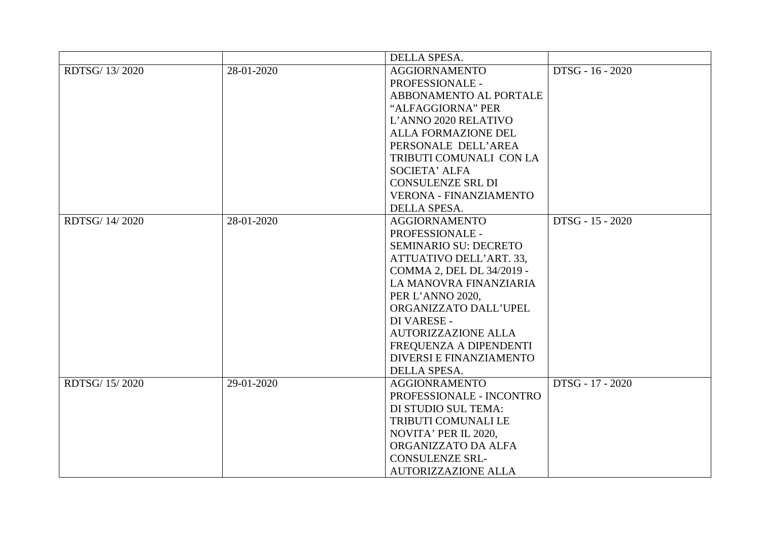| | | | |
|---|---|---|---|
| | | DELLA SPESA. | |
| RDTSG/ 13/ 2020 | 28-01-2020 | AGGIORNAMENTO PROFESSIONALE - ABBONAMENTO AL PORTALE “ALFAGGIORNA” PER L’ANNO 2020 RELATIVO ALLA FORMAZIONE DEL PERSONALE DELL’AREA TRIBUTI COMUNALI CON LA SOCIETA’ ALFA CONSULENZE SRL DI VERONA - FINANZIAMENTO DELLA SPESA. | DTSG - 16 - 2020 |
| RDTSG/ 14/ 2020 | 28-01-2020 | AGGIORNAMENTO PROFESSIONALE - SEMINARIO SU: DECRETO ATTUATIVO DELL’ART. 33, COMMA 2, DEL DL 34/2019 - LA MANOVRA FINANZIARIA PER L’ANNO 2020, ORGANIZZATO DALL’UPEL DI VARESE - AUTORIZZAZIONE ALLA FREQUENZA A DIPENDENTI DIVERSI E FINANZIAMENTO DELLA SPESA. | DTSG - 15 - 2020 |
| RDTSG/ 15/ 2020 | 29-01-2020 | AGGIONRAMENTO PROFESSIONALE - INCONTRO DI STUDIO SUL TEMA: TRIBUTI COMUNALI LE NOVITA’ PER IL 2020, ORGANIZZATO DA ALFA CONSULENZE SRL- AUTORIZZAZIONE ALLA | DTSG - 17 - 2020 |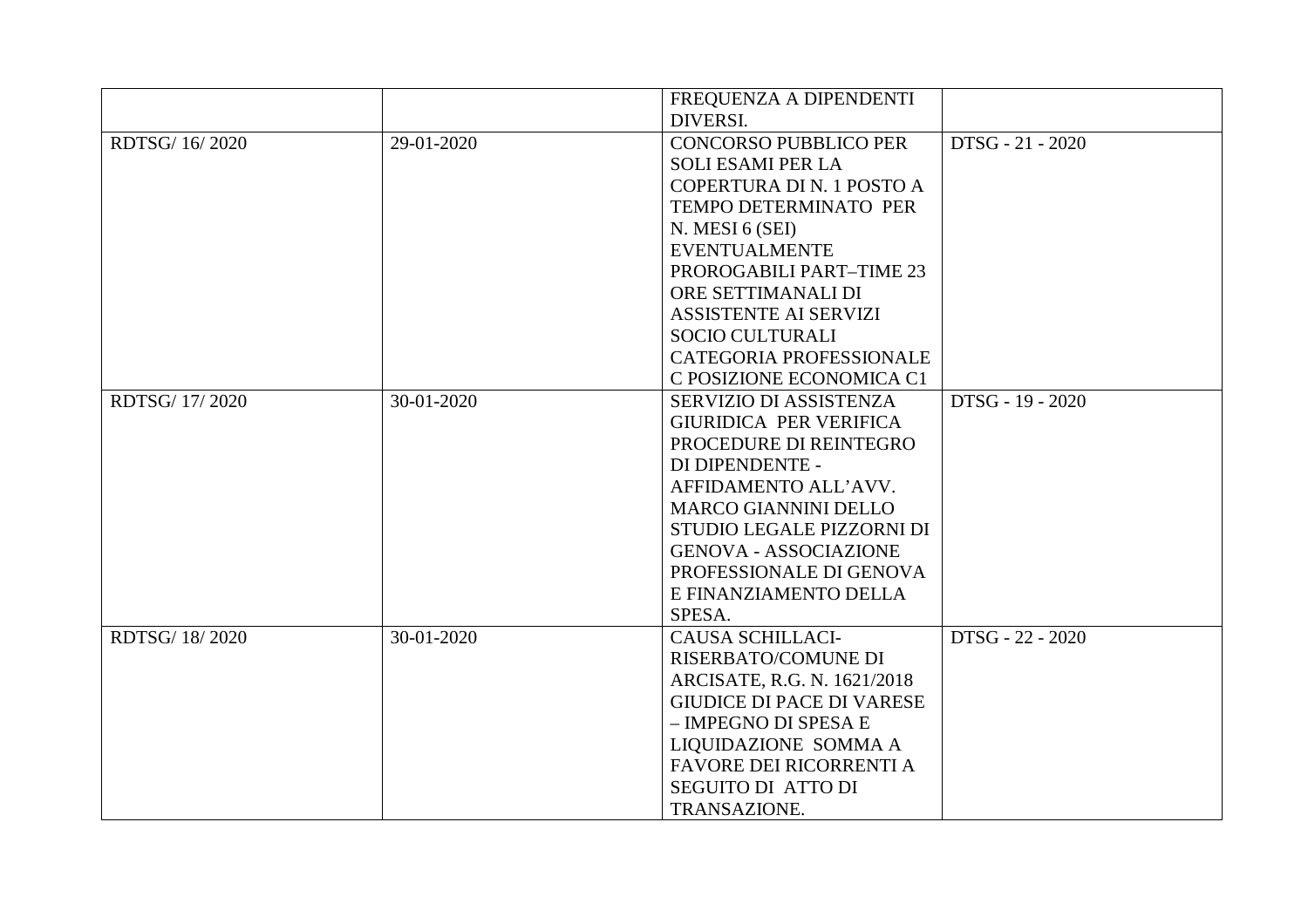| | | | |
|---|---|---|---|
| | | FREQUENZA A DIPENDENTI DIVERSI. | |
| RDTSG/ 16/ 2020 | 29-01-2020 | CONCORSO PUBBLICO PER SOLI ESAMI PER LA COPERTURA DI N. 1 POSTO A TEMPO DETERMINATO PER N. MESI 6 (SEI) EVENTUALMENTE PROROGABILI PART–TIME 23 ORE SETTIMANALI DI ASSISTENTE AI SERVIZI SOCIO CULTURALI CATEGORIA PROFESSIONALE C POSIZIONE ECONOMICA C1 | DTSG - 21 - 2020 |
| RDTSG/ 17/ 2020 | 30-01-2020 | SERVIZIO DI ASSISTENZA GIURIDICA PER VERIFICA PROCEDURE DI REINTEGRO DI DIPENDENTE - AFFIDAMENTO ALL'AVV. MARCO GIANNINI DELLO STUDIO LEGALE PIZZORNI DI GENOVA - ASSOCIAZIONE PROFESSIONALE DI GENOVA E FINANZIAMENTO DELLA SPESA. | DTSG - 19 - 2020 |
| RDTSG/ 18/ 2020 | 30-01-2020 | CAUSA SCHILLACI-RISERBATO/COMUNE DI ARCISATE, R.G. N. 1621/2018 GIUDICE DI PACE DI VARESE – IMPEGNO DI SPESA E LIQUIDAZIONE SOMMA A FAVORE DEI RICORRENTI A SEGUITO DI ATTO DI TRANSAZIONE. | DTSG - 22 - 2020 |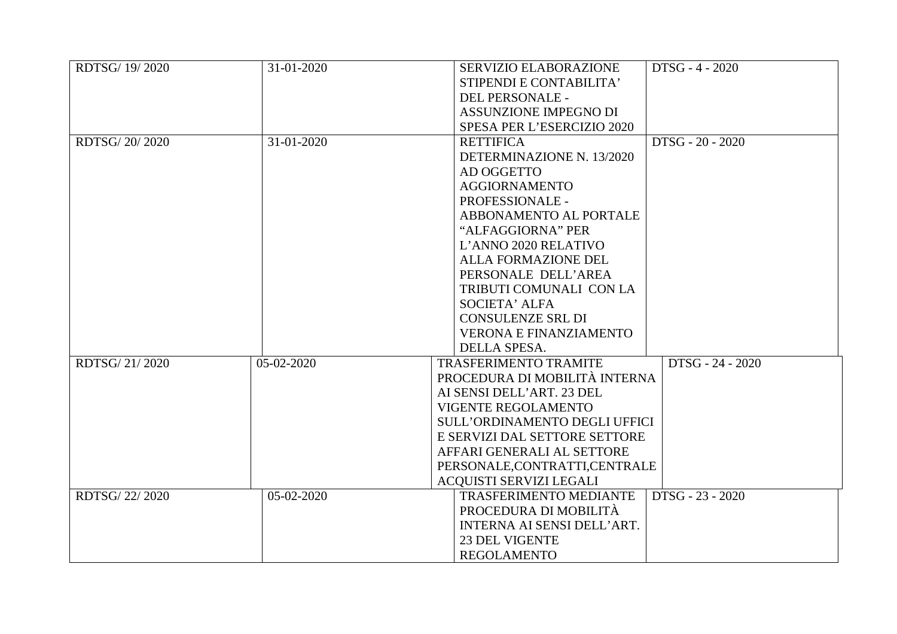| | | | |
|---|---|---|---|
| RDTSG/ 19/ 2020 | 31-01-2020 | SERVIZIO ELABORAZIONE STIPENDI E CONTABILITA' DEL PERSONALE - ASSUNZIONE IMPEGNO DI SPESA PER L'ESERCIZIO 2020 | DTSG - 4 - 2020 |
| RDTSG/ 20/ 2020 | 31-01-2020 | RETTIFICA DETERMINAZIONE N. 13/2020 AD OGGETTO AGGIORNAMENTO PROFESSIONALE - ABBONAMENTO AL PORTALE "ALFAGGIORNA" PER L'ANNO 2020 RELATIVO ALLA FORMAZIONE DEL PERSONALE DELL'AREA TRIBUTI COMUNALI CON LA SOCIETA' ALFA CONSULENZE SRL DI VERONA E FINANZIAMENTO DELLA SPESA. | DTSG - 20 - 2020 |
| RDTSG/ 21/ 2020 | 05-02-2020 | TRASFERIMENTO TRAMITE PROCEDURA DI MOBILITÀ INTERNA AI SENSI DELL'ART. 23 DEL VIGENTE REGOLAMENTO SULL'ORDINAMENTO DEGLI UFFICI E SERVIZI DAL SETTORE SETTORE AFFARI GENERALI AL SETTORE PERSONALE,CONTRATTI,CENTRALE ACQUISTI SERVIZI LEGALI | DTSG - 24 - 2020 |
| RDTSG/ 22/ 2020 | 05-02-2020 | TRASFERIMENTO MEDIANTE PROCEDURA DI MOBILITÀ INTERNA AI SENSI DELL'ART. 23 DEL VIGENTE REGOLAMENTO | DTSG - 23 - 2020 |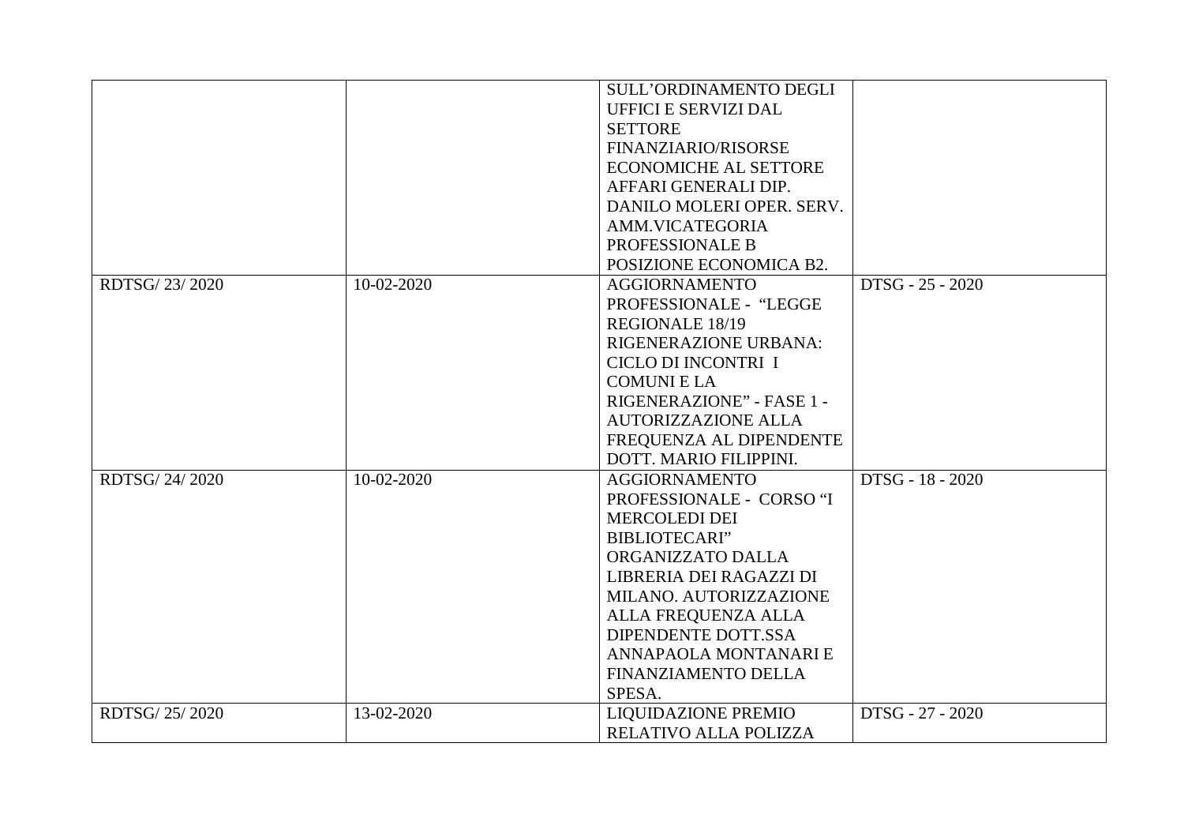| | | | |
|---|---|---|---|
| | | SULL'ORDINAMENTO DEGLI UFFICI E SERVIZI DAL SETTORE FINANZIARIO/RISORSE ECONOMICHE AL SETTORE AFFARI GENERALI DIP. DANILO MOLERI OPER. SERV. AMM.VICATEGORIA PROFESSIONALE B POSIZIONE ECONOMICA B2. | |
| RDTSG/ 23/ 2020 | 10-02-2020 | AGGIORNAMENTO PROFESSIONALE - "LEGGE REGIONALE 18/19 RIGENERAZIONE URBANA: CICLO DI INCONTRI I COMUNI E LA RIGENERAZIONE" - FASE 1 - AUTORIZZAZIONE ALLA FREQUENZA AL DIPENDENTE DOTT. MARIO FILIPPINI. | DTSG - 25 - 2020 |
| RDTSG/ 24/ 2020 | 10-02-2020 | AGGIORNAMENTO PROFESSIONALE - CORSO "I MERCOLEDI DEI BIBLIOTECARI" ORGANIZZATO DALLA LIBRERIA DEI RAGAZZI DI MILANO. AUTORIZZAZIONE ALLA FREQUENZA ALLA DIPENDENTE DOTT.SSA ANNAPAOLA MONTANARI E FINANZIAMENTO DELLA SPESA. | DTSG - 18 - 2020 |
| RDTSG/ 25/ 2020 | 13-02-2020 | LIQUIDAZIONE PREMIO RELATIVO ALLA POLIZZA | DTSG - 27 - 2020 |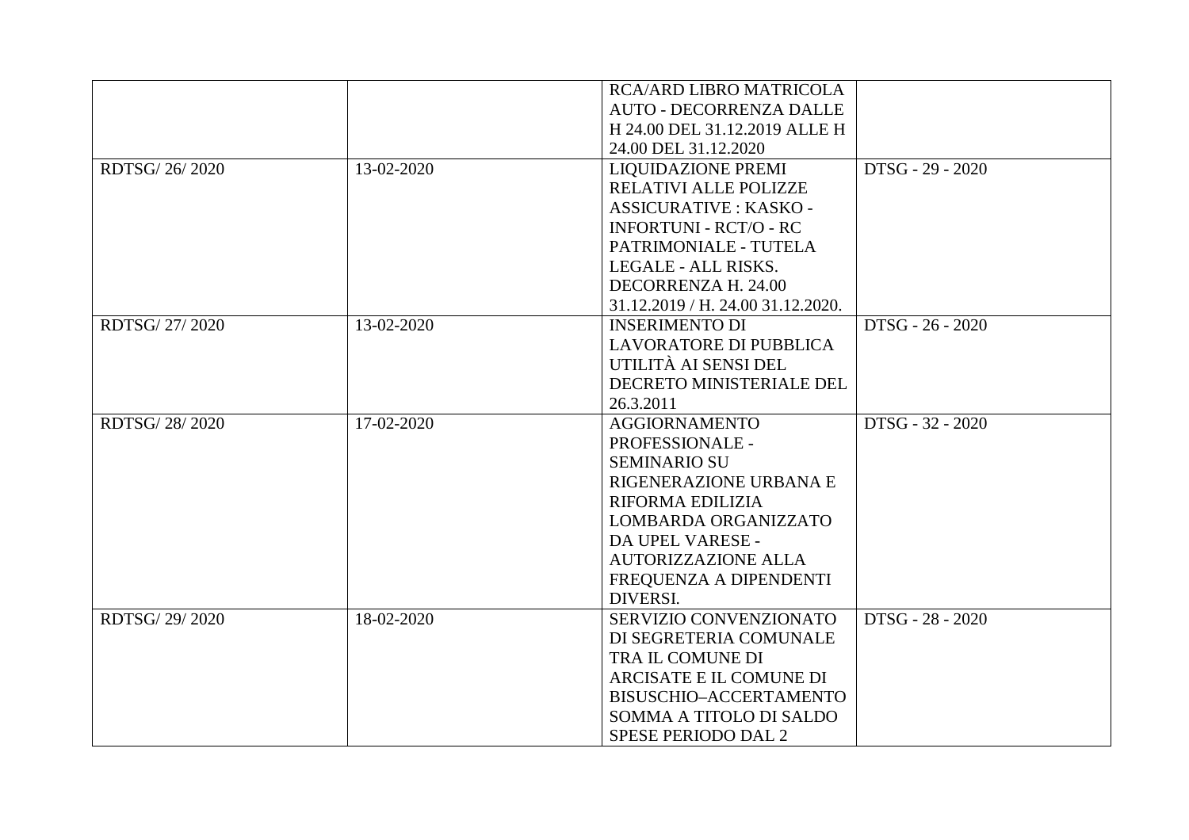| | | | |
|---|---|---|---|
| | | RCA/ARD LIBRO MATRICOLA AUTO - DECORRENZA DALLE H 24.00 DEL 31.12.2019 ALLE H 24.00 DEL 31.12.2020 | |
| RDTSG/ 26/ 2020 | 13-02-2020 | LIQUIDAZIONE PREMI RELATIVI ALLE POLIZZE ASSICURATIVE : KASKO - INFORTUNI - RCT/O - RC PATRIMONIALE - TUTELA LEGALE - ALL RISKS. DECORRENZA H. 24.00 31.12.2019 / H. 24.00 31.12.2020. | DTSG - 29 - 2020 |
| RDTSG/ 27/ 2020 | 13-02-2020 | INSERIMENTO DI LAVORATORE DI PUBBLICA UTILITÀ AI SENSI DEL DECRETO MINISTERIALE DEL 26.3.2011 | DTSG - 26 - 2020 |
| RDTSG/ 28/ 2020 | 17-02-2020 | AGGIORNAMENTO PROFESSIONALE - SEMINARIO SU RIGENERAZIONE URBANA E RIFORMA EDILIZIA LOMBARDA ORGANIZZATO DA UPEL VARESE - AUTORIZZAZIONE ALLA FREQUENZA A DIPENDENTI DIVERSI. | DTSG - 32 - 2020 |
| RDTSG/ 29/ 2020 | 18-02-2020 | SERVIZIO CONVENZIONATO DI SEGRETERIA COMUNALE TRA IL COMUNE DI ARCISATE E IL COMUNE DI BISUSCHIO–ACCERTAMENTO SOMMA A TITOLO DI SALDO SPESE PERIODO DAL 2 | DTSG - 28 - 2020 |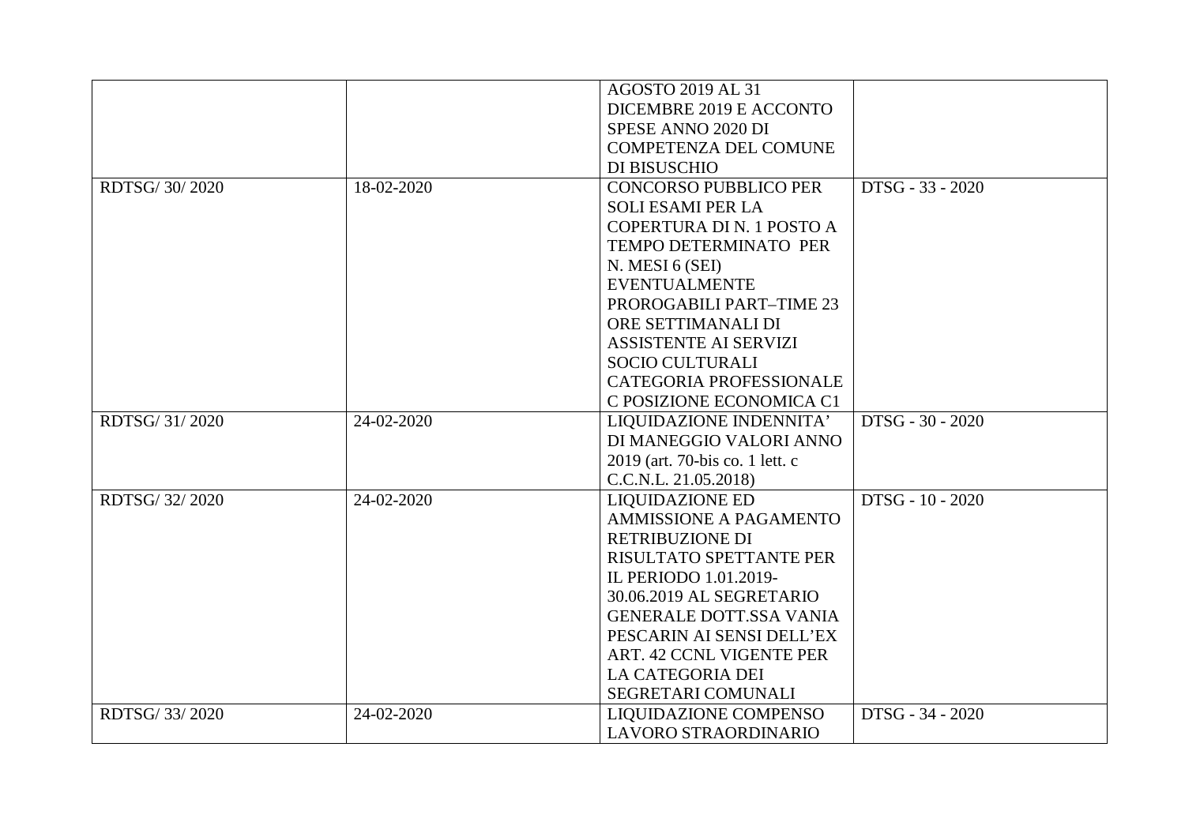| | | | |
|---|---|---|---|
| | | AGOSTO 2019 AL 31 DICEMBRE 2019 E ACCONTO SPESE ANNO 2020 DI COMPETENZA DEL COMUNE DI BISUSCHIO | |
| RDTSG/ 30/ 2020 | 18-02-2020 | CONCORSO PUBBLICO PER SOLI ESAMI PER LA COPERTURA DI N. 1 POSTO A TEMPO DETERMINATO PER N. MESI 6 (SEI) EVENTUALMENTE PROROGABILI PART–TIME 23 ORE SETTIMANALI DI ASSISTENTE AI SERVIZI SOCIO CULTURALI CATEGORIA PROFESSIONALE C POSIZIONE ECONOMICA C1 | DTSG - 33 - 2020 |
| RDTSG/ 31/ 2020 | 24-02-2020 | LIQUIDAZIONE INDENNITA' DI MANEGGIO VALORI ANNO 2019 (art. 70-bis co. 1 lett. c C.C.N.L. 21.05.2018) | DTSG - 30 - 2020 |
| RDTSG/ 32/ 2020 | 24-02-2020 | LIQUIDAZIONE ED AMMISSIONE A PAGAMENTO RETRIBUZIONE DI RISULTATO SPETTANTE PER IL PERIODO 1.01.2019-30.06.2019 AL SEGRETARIO GENERALE DOTT.SSA VANIA PESCARIN AI SENSI DELL'EX ART. 42 CCNL VIGENTE PER LA CATEGORIA DEI SEGRETARI COMUNALI | DTSG - 10 - 2020 |
| RDTSG/ 33/ 2020 | 24-02-2020 | LIQUIDAZIONE COMPENSO LAVORO STRAORDINARIO | DTSG - 34 - 2020 |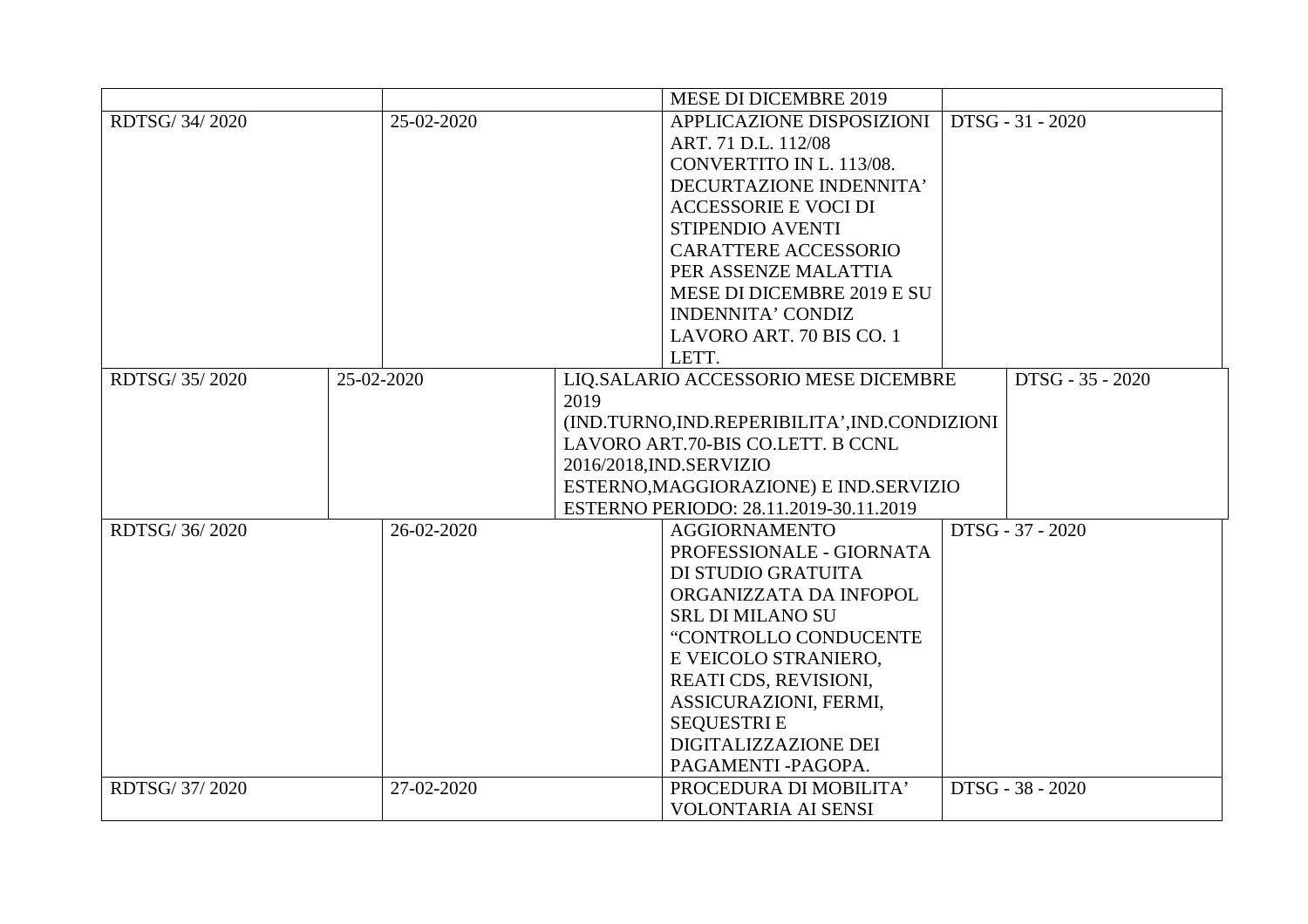| | | | |
|---|---|---|---|
| | | MESE DI DICEMBRE 2019 | |
| RDTSG/ 34/ 2020 | 25-02-2020 | APPLICAZIONE DISPOSIZIONI ART. 71 D.L. 112/08 CONVERTITO IN L. 113/08. DECURTAZIONE INDENNITA' ACCESSORIE E VOCI DI STIPENDIO AVENTI CARATTERE ACCESSORIO PER ASSENZE MALATTIA MESE DI DICEMBRE 2019 E SU INDENNITA' CONDIZ LAVORO ART. 70 BIS CO. 1 LETT. | DTSG - 31 - 2020 |
| RDTSG/ 35/ 2020 | 25-02-2020 | LIQ.SALARIO ACCESSORIO MESE DICEMBRE 2019 (IND.TURNO,IND.REPERIBILITA',IND.CONDIZIONI LAVORO ART.70-BIS CO.LETT. B CCNL 2016/2018,IND.SERVIZIO ESTERNO,MAGGIORAZIONE) E IND.SERVIZIO ESTERNO PERIODO: 28.11.2019-30.11.2019 | DTSG - 35 - 2020 |
| RDTSG/ 36/ 2020 | 26-02-2020 | AGGIORNAMENTO PROFESSIONALE - GIORNATA DI STUDIO GRATUITA ORGANIZZATA DA INFOPOL SRL DI MILANO SU "CONTROLLO CONDUCENTE E VEICOLO STRANIERO, REATI CDS, REVISIONI, ASSICURAZIONI, FERMI, SEQUESTRI E DIGITALIZZAZIONE DEI PAGAMENTI -PAGOPA. | DTSG - 37 - 2020 |
| RDTSG/ 37/ 2020 | 27-02-2020 | PROCEDURA DI MOBILITA' VOLONTARIA AI SENSI | DTSG - 38 - 2020 |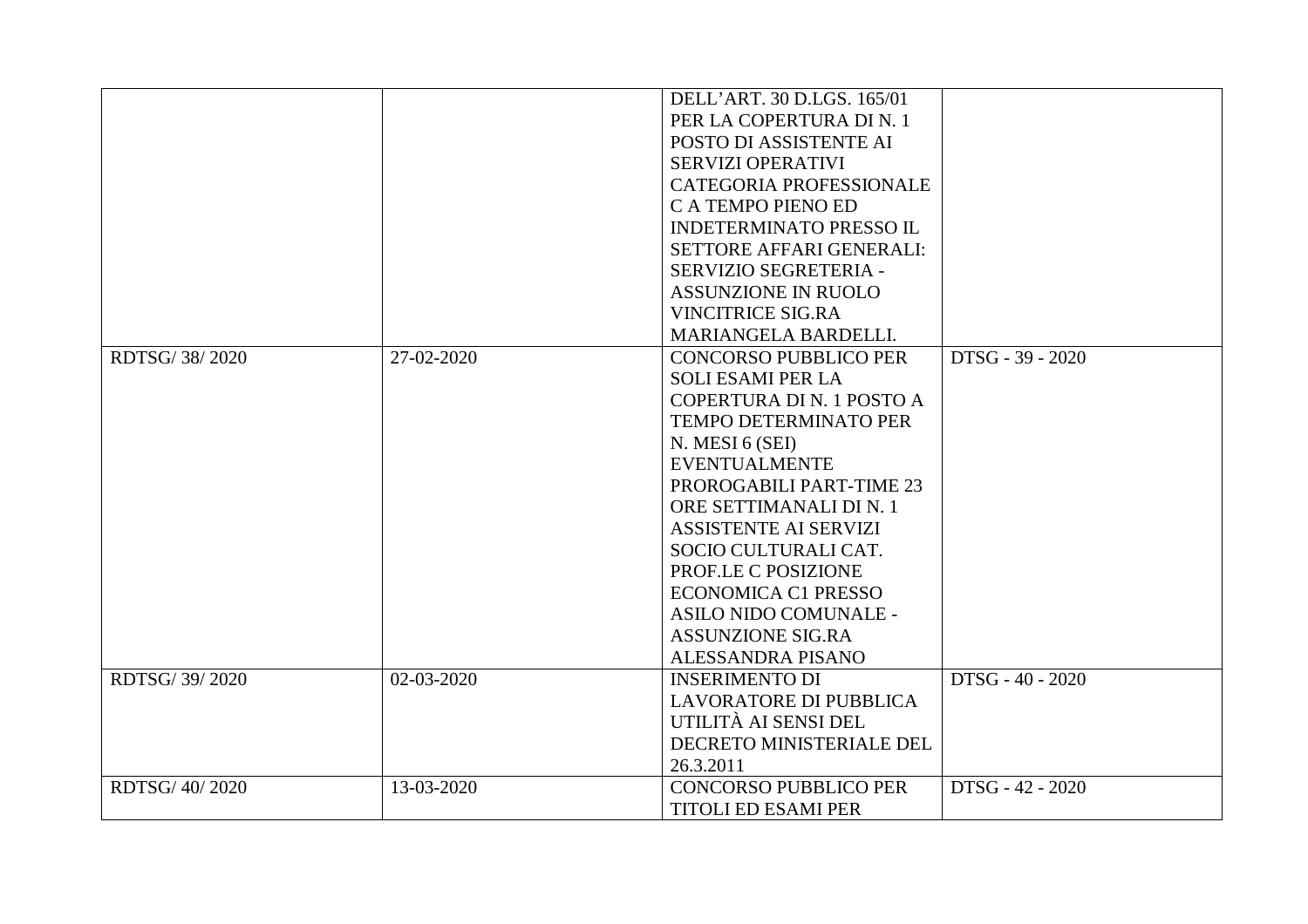| | | | |
|---|---|---|---|
| | | DELL'ART. 30 D.LGS. 165/01 PER LA COPERTURA DI N. 1 POSTO DI ASSISTENTE AI SERVIZI OPERATIVI CATEGORIA PROFESSIONALE C A TEMPO PIENO ED INDETERMINATO PRESSO IL SETTORE AFFARI GENERALI: SERVIZIO SEGRETERIA - ASSUNZIONE IN RUOLO VINCITRICE SIG.RA MARIANGELA BARDELLI. | |
| RDTSG/ 38/ 2020 | 27-02-2020 | CONCORSO PUBBLICO PER SOLI ESAMI PER LA COPERTURA DI N. 1 POSTO A TEMPO DETERMINATO PER N. MESI 6 (SEI) EVENTUALMENTE PROROGABILI PART-TIME 23 ORE SETTIMANALI DI N. 1 ASSISTENTE AI SERVIZI SOCIO CULTURALI CAT. PROF.LE C POSIZIONE ECONOMICA C1 PRESSO ASILO NIDO COMUNALE - ASSUNZIONE SIG.RA ALESSANDRA PISANO | DTSG - 39 - 2020 |
| RDTSG/ 39/ 2020 | 02-03-2020 | INSERIMENTO DI LAVORATORE DI PUBBLICA UTILITÀ AI SENSI DEL DECRETO MINISTERIALE DEL 26.3.2011 | DTSG - 40 - 2020 |
| RDTSG/ 40/ 2020 | 13-03-2020 | CONCORSO PUBBLICO PER TITOLI ED ESAMI PER | DTSG - 42 - 2020 |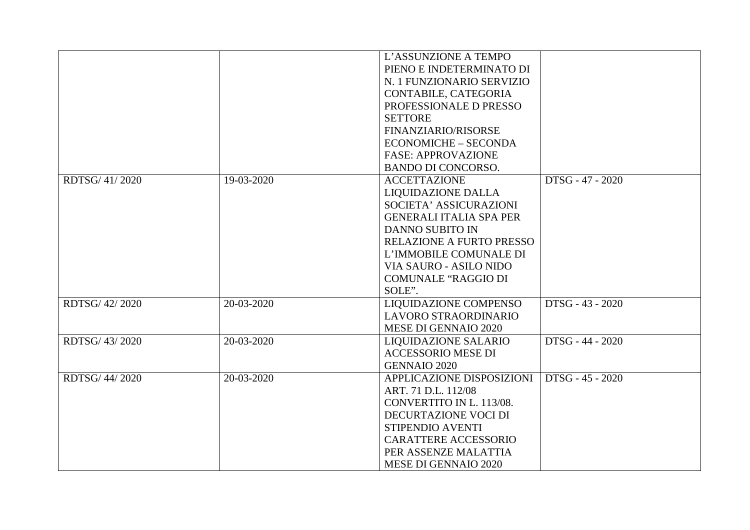| | | | |
|---|---|---|---|
| | | L'ASSUNZIONE A TEMPO PIENO E INDETERMINATO DI N. 1 FUNZIONARIO SERVIZIO CONTABILE, CATEGORIA PROFESSIONALE D PRESSO SETTORE FINANZIARIO/RISORSE ECONOMICHE – SECONDA FASE: APPROVAZIONE BANDO DI CONCORSO. | |
| RDTSG/ 41/ 2020 | 19-03-2020 | ACCETTAZIONE LIQUIDAZIONE DALLA SOCIETA' ASSICURAZIONI GENERALI ITALIA SPA PER DANNO SUBITO IN RELAZIONE A FURTO PRESSO L'IMMOBILE COMUNALE DI VIA SAURO - ASILO NIDO COMUNALE "RAGGIO DI SOLE". | DTSG - 47 - 2020 |
| RDTSG/ 42/ 2020 | 20-03-2020 | LIQUIDAZIONE COMPENSO LAVORO STRAORDINARIO MESE DI GENNAIO 2020 | DTSG - 43 - 2020 |
| RDTSG/ 43/ 2020 | 20-03-2020 | LIQUIDAZIONE SALARIO ACCESSORIO MESE DI GENNAIO 2020 | DTSG - 44 - 2020 |
| RDTSG/ 44/ 2020 | 20-03-2020 | APPLICAZIONE DISPOSIZIONI ART. 71 D.L. 112/08 CONVERTITO IN L. 113/08. DECURTAZIONE VOCI DI STIPENDIO AVENTI CARATTERE ACCESSORIO PER ASSENZE MALATTIA MESE DI GENNAIO 2020 | DTSG - 45 - 2020 |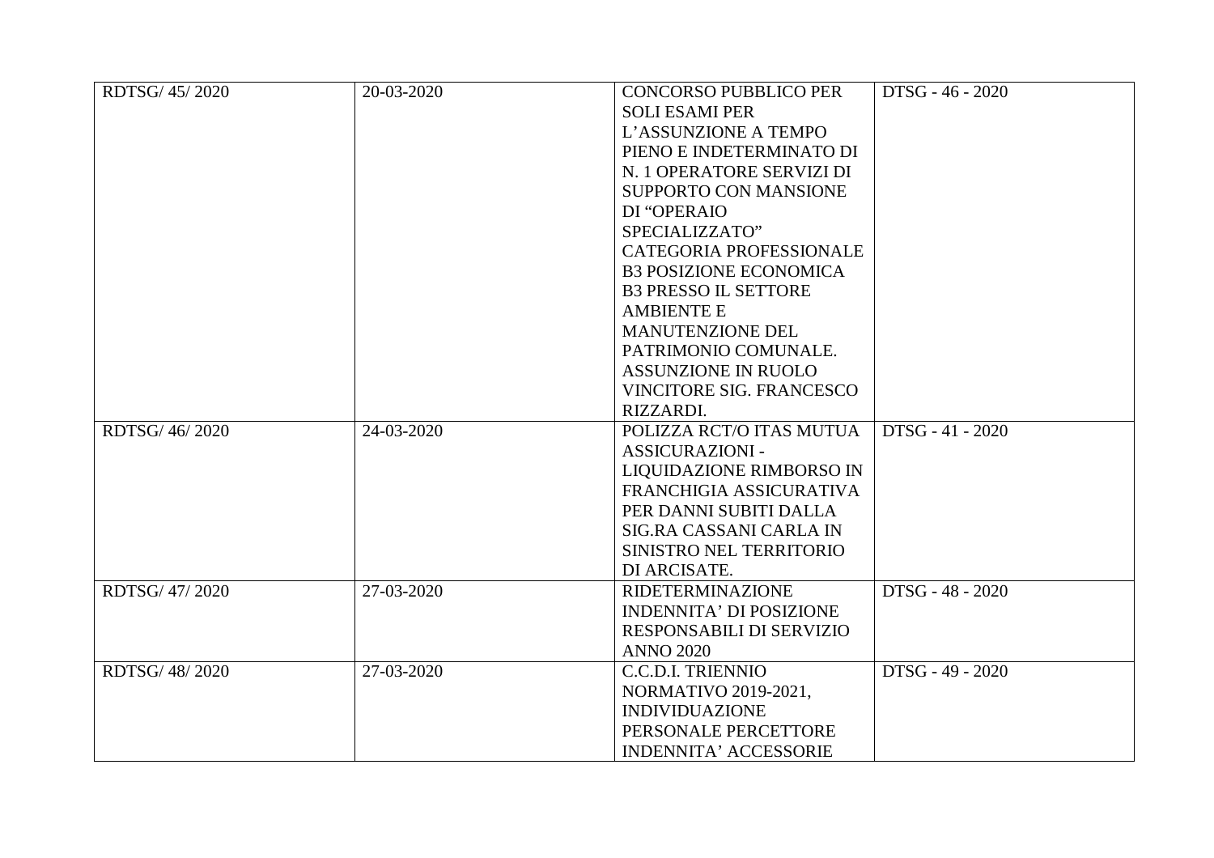| RDTSG/ 45/ 2020 | 20-03-2020 | CONCORSO PUBBLICO PER SOLI ESAMI PER L’ASSUNZIONE A TEMPO PIENO E INDETERMINATO DI N. 1 OPERATORE SERVIZI DI SUPPORTO CON MANSIONE DI “OPERAIO SPECIALIZZATO” CATEGORIA PROFESSIONALE B3 POSIZIONE ECONOMICA B3 PRESSO IL SETTORE AMBIENTE E MANUTENZIONE DEL PATRIMONIO COMUNALE. ASSUNZIONE IN RUOLO VINCITORE SIG. FRANCESCO RIZZARDI. | DTSG - 46 - 2020 |
|---|---|---|---|
| RDTSG/ 46/ 2020 | 24-03-2020 | POLIZZA RCT/O ITAS MUTUA ASSICURAZIONI - LIQUIDAZIONE RIMBORSO IN FRANCHIGIA ASSICURATIVA PER DANNI SUBITI DALLA SIG.RA CASSANI CARLA IN SINISTRO NEL TERRITORIO DI ARCISATE. | DTSG - 41 - 2020 |
| RDTSG/ 47/ 2020 | 27-03-2020 | RIDETERMINAZIONE INDENNITA’ DI POSIZIONE RESPONSABILI DI SERVIZIO ANNO 2020 | DTSG - 48 - 2020 |
| RDTSG/ 48/ 2020 | 27-03-2020 | C.C.D.I. TRIENNIO NORMATIVO 2019-2021, INDIVIDUAZIONE PERSONALE PERCETTORE INDENNITA’ ACCESSORIE | DTSG - 49 - 2020 |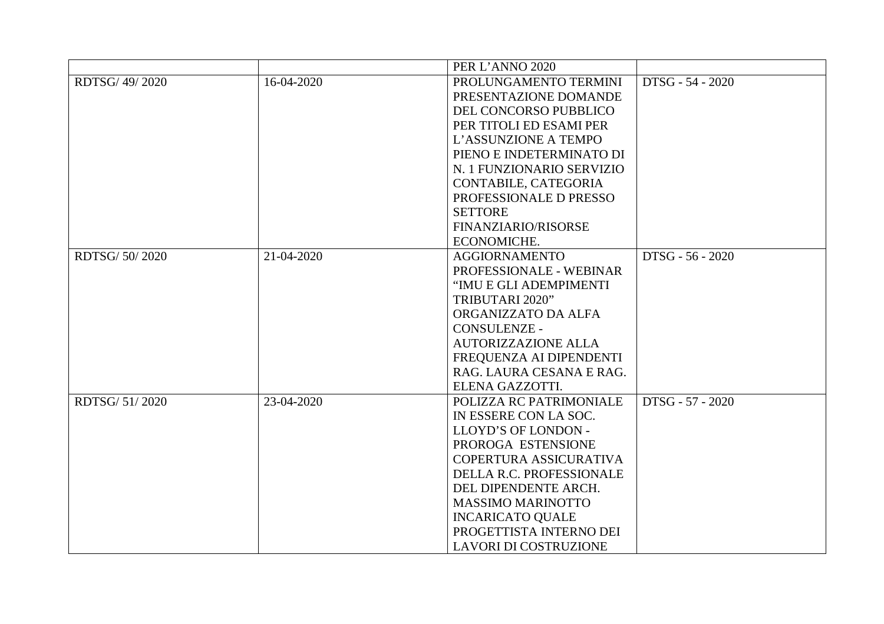| | | | |
|---|---|---|---|
| | | PER L'ANNO 2020 | |
| RDTSG/ 49/ 2020 | 16-04-2020 | PROLUNGAMENTO TERMINI PRESENTAZIONE DOMANDE DEL CONCORSO PUBBLICO PER TITOLI ED ESAMI PER L'ASSUNZIONE A TEMPO PIENO E INDETERMINATO DI N. 1 FUNZIONARIO SERVIZIO CONTABILE, CATEGORIA PROFESSIONALE D PRESSO SETTORE FINANZIARIO/RISORSE ECONOMICHE. | DTSG - 54 - 2020 |
| RDTSG/ 50/ 2020 | 21-04-2020 | AGGIORNAMENTO PROFESSIONALE - WEBINAR "IMU E GLI ADEMPIMENTI TRIBUTARI 2020" ORGANIZZATO DA ALFA CONSULENZE - AUTORIZZAZIONE ALLA FREQUENZA AI DIPENDENTI RAG. LAURA CESANA E RAG. ELENA GAZZOTTI. | DTSG - 56 - 2020 |
| RDTSG/ 51/ 2020 | 23-04-2020 | POLIZZA RC PATRIMONIALE IN ESSERE CON LA SOC. LLOYD'S OF LONDON - PROROGA ESTENSIONE COPERTURA ASSICURATIVA DELLA R.C. PROFESSIONALE DEL DIPENDENTE ARCH. MASSIMO MARINOTTO INCARICATO QUALE PROGETTISTA INTERNO DEI LAVORI DI COSTRUZIONE | DTSG - 57 - 2020 |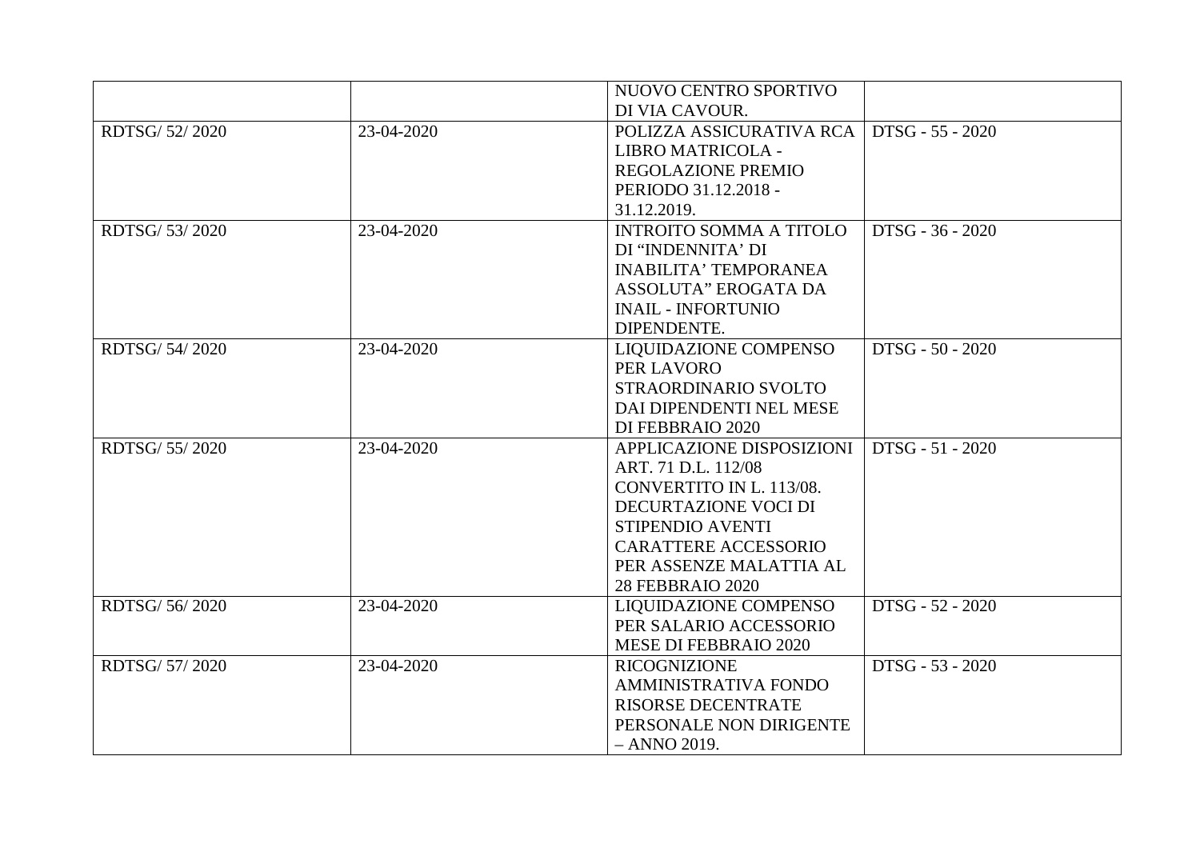| | | | |
|---|---|---|---|
| | | NUOVO CENTRO SPORTIVO DI VIA CAVOUR. | |
| RDTSG/ 52/ 2020 | 23-04-2020 | POLIZZA ASSICURATIVA RCA LIBRO MATRICOLA - REGOLAZIONE PREMIO PERIODO 31.12.2018 - 31.12.2019. | DTSG - 55 - 2020 |
| RDTSG/ 53/ 2020 | 23-04-2020 | INTROITO SOMMA A TITOLO DI "INDENNITA' DI INABILITA' TEMPORANEA ASSOLUTA" EROGATA DA INAIL - INFORTUNIO DIPENDENTE. | DTSG - 36 - 2020 |
| RDTSG/ 54/ 2020 | 23-04-2020 | LIQUIDAZIONE COMPENSO PER LAVORO STRAORDINARIO SVOLTO DAI DIPENDENTI NEL MESE DI FEBBRAIO 2020 | DTSG - 50 - 2020 |
| RDTSG/ 55/ 2020 | 23-04-2020 | APPLICAZIONE DISPOSIZIONI ART. 71 D.L. 112/08 CONVERTITO IN L. 113/08. DECURTAZIONE VOCI DI STIPENDIO AVENTI CARATTERE ACCESSORIO PER ASSENZE MALATTIA AL 28 FEBBRAIO 2020 | DTSG - 51 - 2020 |
| RDTSG/ 56/ 2020 | 23-04-2020 | LIQUIDAZIONE COMPENSO PER SALARIO ACCESSORIO MESE DI FEBBRAIO 2020 | DTSG - 52 - 2020 |
| RDTSG/ 57/ 2020 | 23-04-2020 | RICOGNIZIONE AMMINISTRATIVA FONDO RISORSE DECENTRATE PERSONALE NON DIRIGENTE – ANNO 2019. | DTSG - 53 - 2020 |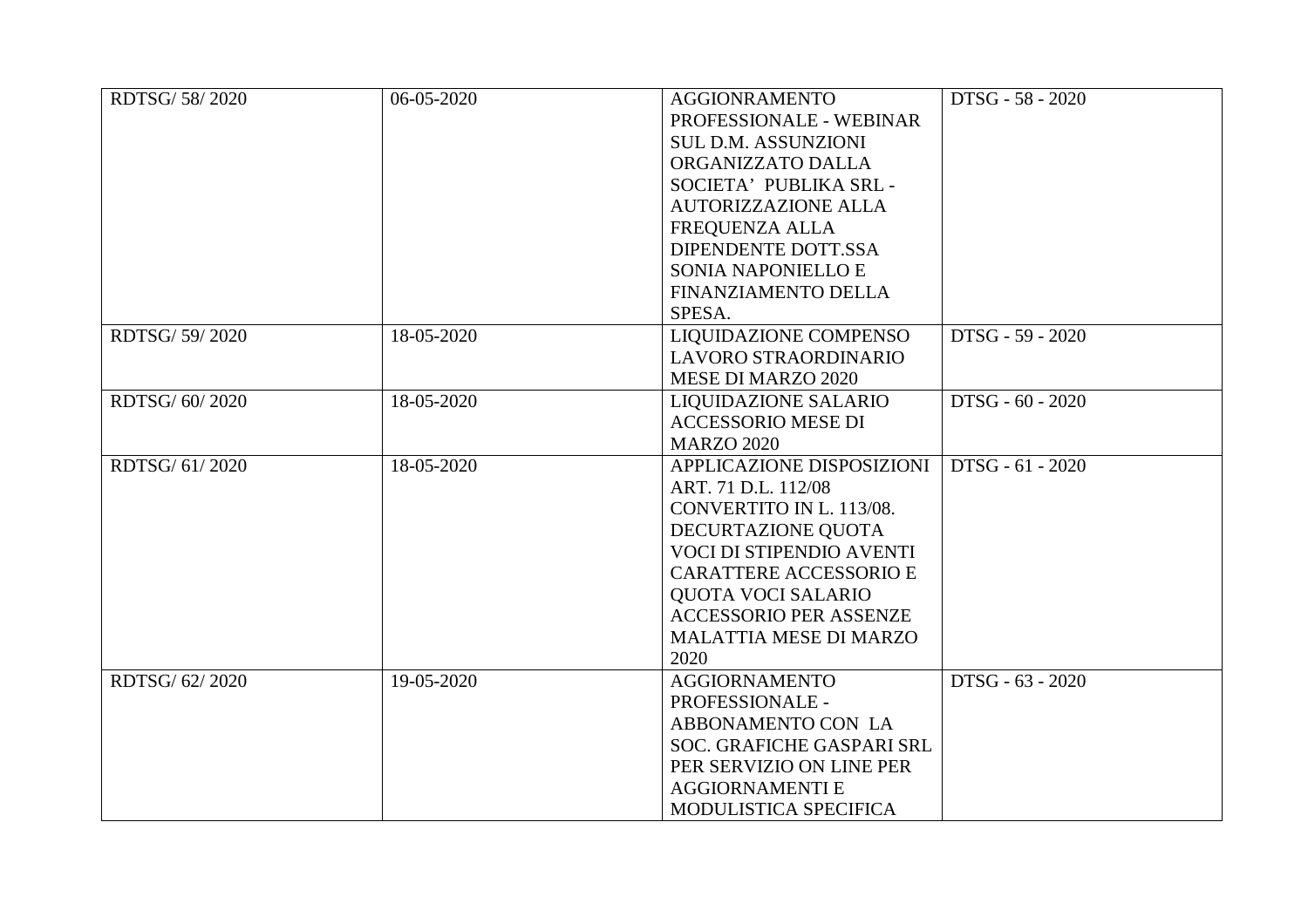| RDTSG/ 58/ 2020 | 06-05-2020 | AGGIONRAMENTO PROFESSIONALE - WEBINAR SUL D.M. ASSUNZIONI ORGANIZZATO DALLA SOCIETA' PUBLIKA SRL - AUTORIZZAZIONE ALLA FREQUENZA ALLA DIPENDENTE DOTT.SSA SONIA NAPONIELLO E FINANZIAMENTO DELLA SPESA. | DTSG - 58 - 2020 |
|---|---|---|---|
| RDTSG/ 59/ 2020 | 18-05-2020 | LIQUIDAZIONE COMPENSO LAVORO STRAORDINARIO MESE DI MARZO 2020 | DTSG - 59 - 2020 |
| RDTSG/ 60/ 2020 | 18-05-2020 | LIQUIDAZIONE SALARIO ACCESSORIO MESE DI MARZO 2020 | DTSG - 60 - 2020 |
| RDTSG/ 61/ 2020 | 18-05-2020 | APPLICAZIONE DISPOSIZIONI ART. 71 D.L. 112/08 CONVERTITO IN L. 113/08. DECURTAZIONE QUOTA VOCI DI STIPENDIO AVENTI CARATTERE ACCESSORIO E QUOTA VOCI SALARIO ACCESSORIO PER ASSENZE MALATTIA MESE DI MARZO 2020 | DTSG - 61 - 2020 |
| RDTSG/ 62/ 2020 | 19-05-2020 | AGGIORNAMENTO PROFESSIONALE - ABBONAMENTO CON LA SOC. GRAFICHE GASPARI SRL PER SERVIZIO ON LINE PER AGGIORNAMENTI E MODULISTICA SPECIFICA | DTSG - 63 - 2020 |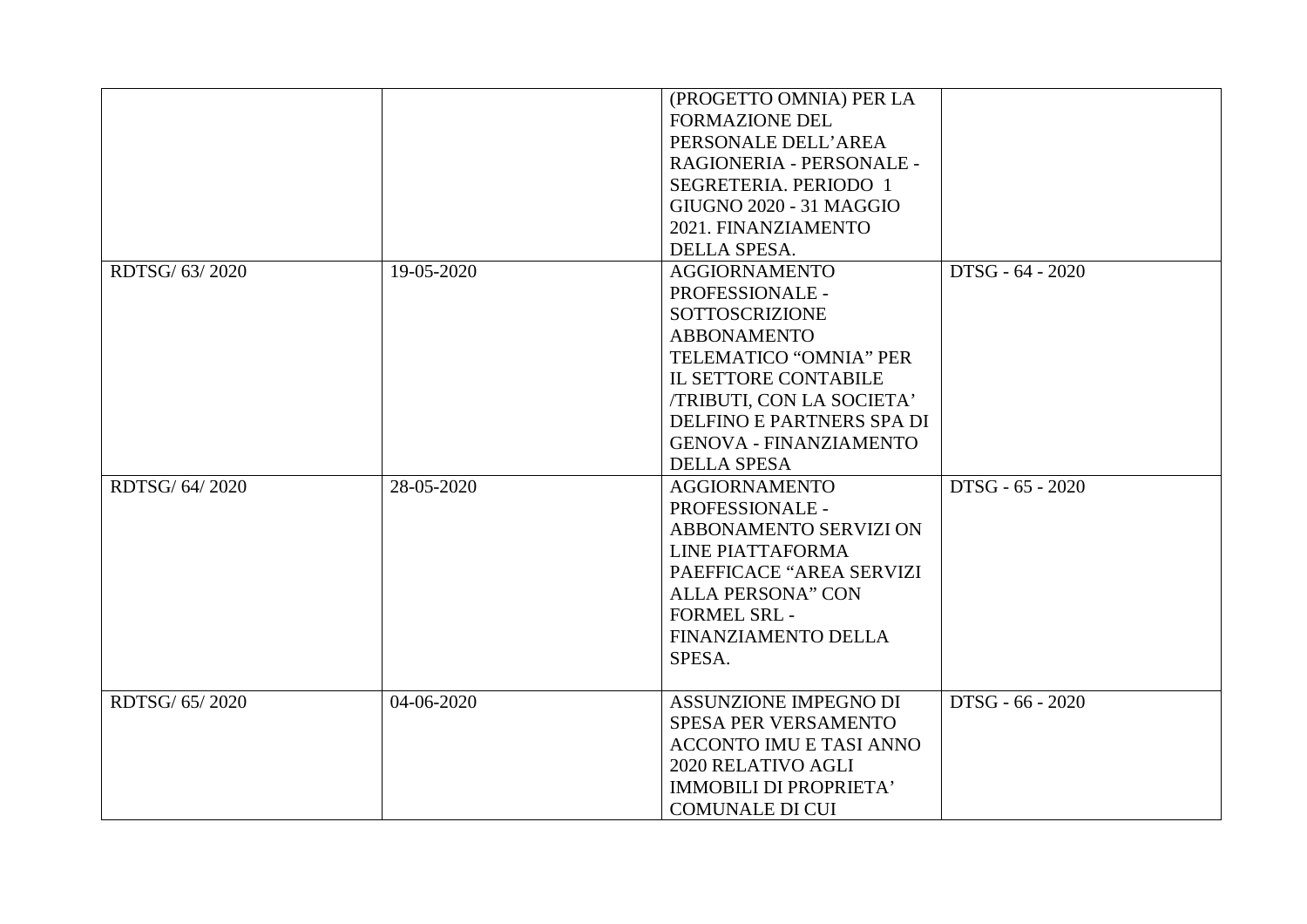| | | | |
|---|---|---|---|
| | | (PROGETTO OMNIA) PER LA FORMAZIONE DEL PERSONALE DELL'AREA RAGIONERIA - PERSONALE - SEGRETERIA. PERIODO 1 GIUGNO 2020 - 31 MAGGIO 2021. FINANZIAMENTO DELLA SPESA. | |
| RDTSG/ 63/ 2020 | 19-05-2020 | AGGIORNAMENTO PROFESSIONALE - SOTTOSCRIZIONE ABBONAMENTO TELEMATICO "OMNIA" PER IL SETTORE CONTABILE /TRIBUTI, CON LA SOCIETA' DELFINO E PARTNERS SPA DI GENOVA - FINANZIAMENTO DELLA SPESA | DTSG - 64 - 2020 |
| RDTSG/ 64/ 2020 | 28-05-2020 | AGGIORNAMENTO PROFESSIONALE - ABBONAMENTO SERVIZI ON LINE PIATTAFORMA PAEFFICACE "AREA SERVIZI ALLA PERSONA" CON FORMEL SRL - FINANZIAMENTO DELLA SPESA. | DTSG - 65 - 2020 |
| RDTSG/ 65/ 2020 | 04-06-2020 | ASSUNZIONE IMPEGNO DI SPESA PER VERSAMENTO ACCONTO IMU E TASI ANNO 2020 RELATIVO AGLI IMMOBILI DI PROPRIETA' COMUNALE DI CUI | DTSG - 66 - 2020 |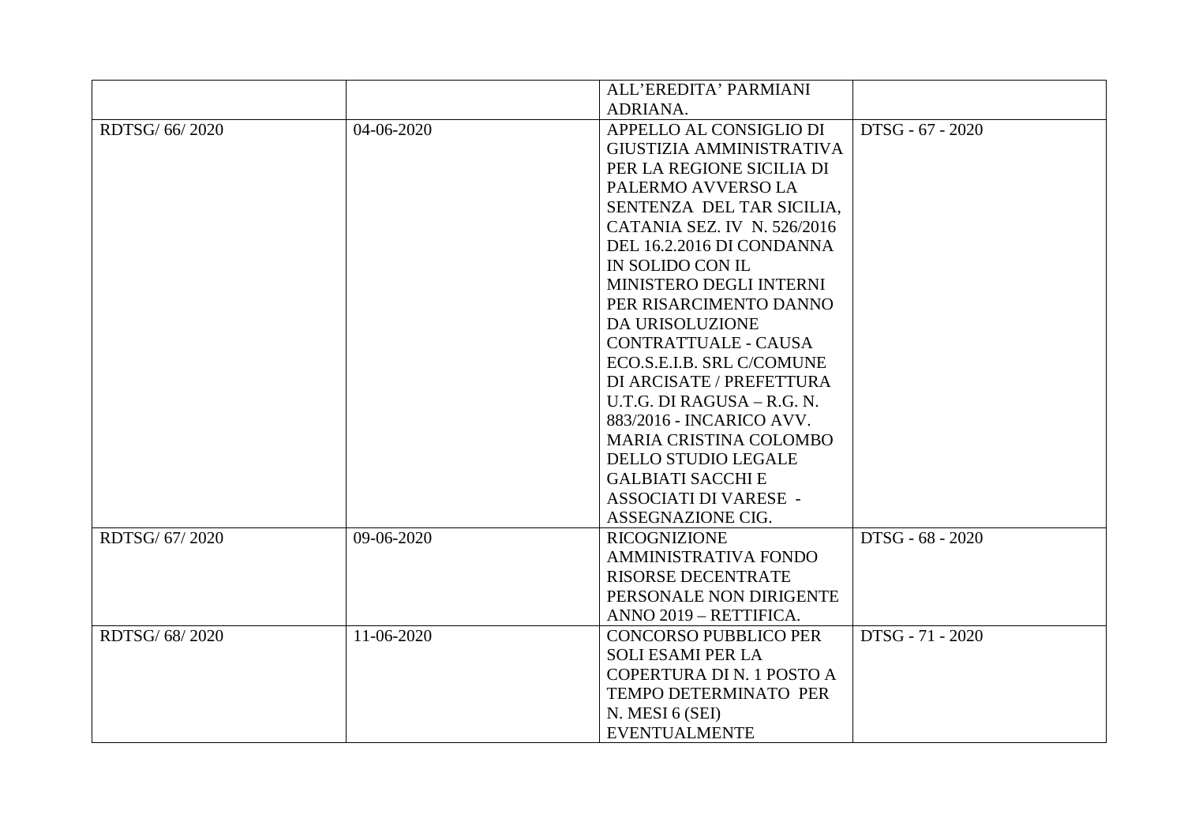| | | | |
|---|---|---|---|
| | | ALL'EREDITA' PARMIANI ADRIANA. | |
| RDTSG/ 66/ 2020 | 04-06-2020 | APPELLO AL CONSIGLIO DI GIUSTIZIA AMMINISTRATIVA PER LA REGIONE SICILIA DI PALERMO AVVERSO LA SENTENZA DEL TAR SICILIA, CATANIA SEZ. IV N. 526/2016 DEL 16.2.2016 DI CONDANNA IN SOLIDO CON IL MINISTERO DEGLI INTERNI PER RISARCIMENTO DANNO DA URISOLUZIONE CONTRATTUALE - CAUSA ECO.S.E.I.B. SRL C/COMUNE DI ARCISATE / PREFETTURA U.T.G. DI RAGUSA – R.G. N. 883/2016 - INCARICO AVV. MARIA CRISTINA COLOMBO DELLO STUDIO LEGALE GALBIATI SACCHI E ASSOCIATI DI VARESE - ASSEGNAZIONE CIG. | DTSG - 67 - 2020 |
| RDTSG/ 67/ 2020 | 09-06-2020 | RICOGNIZIONE AMMINISTRATIVA FONDO RISORSE DECENTRATE PERSONALE NON DIRIGENTE ANNO 2019 – RETTIFICA. | DTSG - 68 - 2020 |
| RDTSG/ 68/ 2020 | 11-06-2020 | CONCORSO PUBBLICO PER SOLI ESAMI PER LA COPERTURA DI N. 1 POSTO A TEMPO DETERMINATO PER N. MESI 6 (SEI) EVENTUALMENTE | DTSG - 71 - 2020 |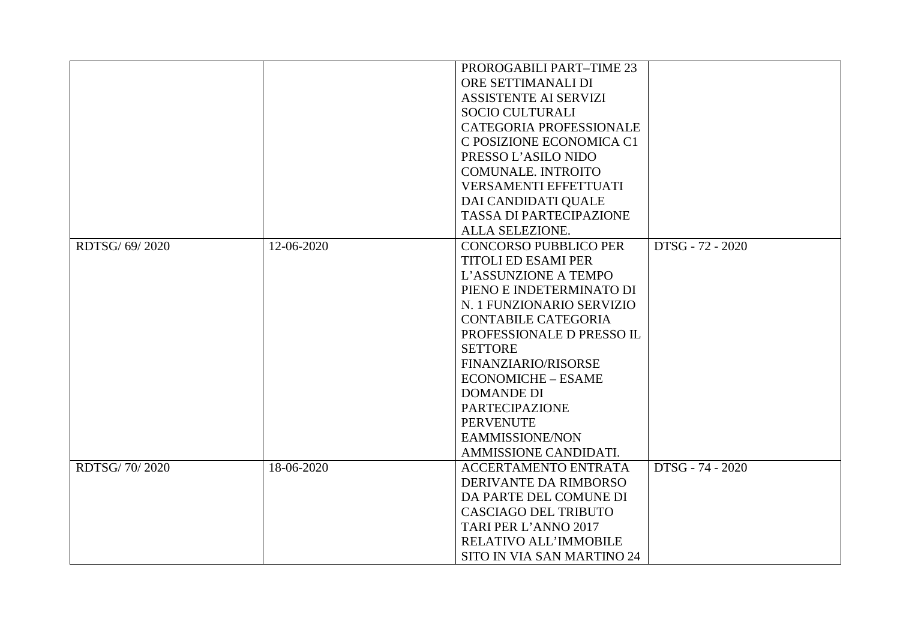| | | | |
|---|---|---|---|
| | | PROROGABILI PART–TIME 23 ORE SETTIMANALI DI ASSISTENTE AI SERVIZI SOCIO CULTURALI CATEGORIA PROFESSIONALE C POSIZIONE ECONOMICA C1 PRESSO L’ASILO NIDO COMUNALE. INTROITO VERSAMENTI EFFETTUATI DAI CANDIDATI QUALE TASSA DI PARTECIPAZIONE ALLA SELEZIONE. | |
| RDTSG/ 69/ 2020 | 12-06-2020 | CONCORSO PUBBLICO PER TITOLI ED ESAMI PER L’ASSUNZIONE A TEMPO PIENO E INDETERMINATO DI N. 1 FUNZIONARIO SERVIZIO CONTABILE CATEGORIA PROFESSIONALE D PRESSO IL SETTORE FINANZIARIO/RISORSE ECONOMICHE – ESAME DOMANDE DI PARTECIPAZIONE PERVENUTE EAMMISSIONE/NON AMMISSIONE CANDIDATI. | DTSG - 72 - 2020 |
| RDTSG/ 70/ 2020 | 18-06-2020 | ACCERTAMENTO ENTRATA DERIVANTE DA RIMBORSO DA PARTE DEL COMUNE DI CASCIAGO DEL TRIBUTO TARI PER L’ANNO 2017 RELATIVO ALL’IMMOBILE SITO IN VIA SAN MARTINO 24 | DTSG - 74 - 2020 |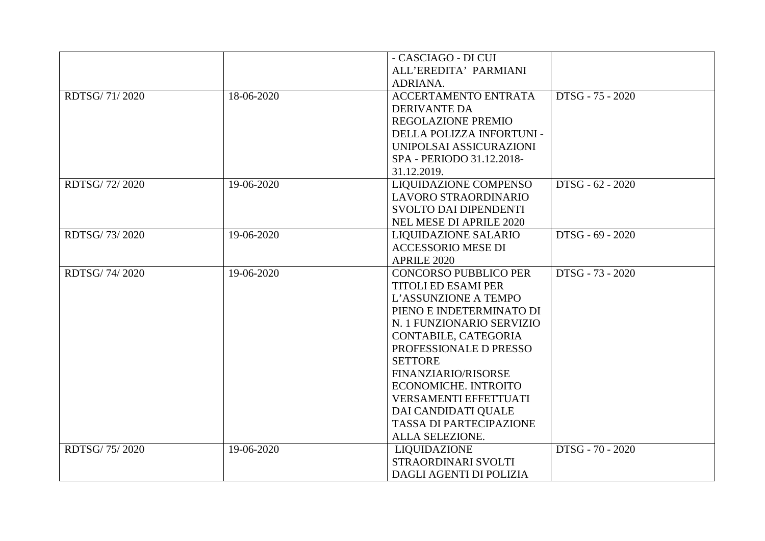| | | | |
|---|---|---|---|
| | | - CASCIAGO - DI CUI ALL'EREDITA' PARMIANI ADRIANA. | |
| RDTSG/ 71/ 2020 | 18-06-2020 | ACCERTAMENTO ENTRATA DERIVANTE DA REGOLAZIONE PREMIO DELLA POLIZZA INFORTUNI - UNIPOLSAI ASSICURAZIONI SPA - PERIODO 31.12.2018-31.12.2019. | DTSG - 75 - 2020 |
| RDTSG/ 72/ 2020 | 19-06-2020 | LIQUIDAZIONE COMPENSO LAVORO STRAORDINARIO SVOLTO DAI DIPENDENTI NEL MESE DI APRILE 2020 | DTSG - 62 - 2020 |
| RDTSG/ 73/ 2020 | 19-06-2020 | LIQUIDAZIONE SALARIO ACCESSORIO MESE DI APRILE 2020 | DTSG - 69 - 2020 |
| RDTSG/ 74/ 2020 | 19-06-2020 | CONCORSO PUBBLICO PER TITOLI ED ESAMI PER L'ASSUNZIONE A TEMPO PIENO E INDETERMINATO DI N. 1 FUNZIONARIO SERVIZIO CONTABILE, CATEGORIA PROFESSIONALE D PRESSO SETTORE FINANZIARIO/RISORSE ECONOMICHE. INTROITO VERSAMENTI EFFETTUATI DAI CANDIDATI QUALE TASSA DI PARTECIPAZIONE ALLA SELEZIONE. | DTSG - 73 - 2020 |
| RDTSG/ 75/ 2020 | 19-06-2020 | LIQUIDAZIONE STRAORDINARI SVOLTI DAGLI AGENTI DI POLIZIA | DTSG - 70 - 2020 |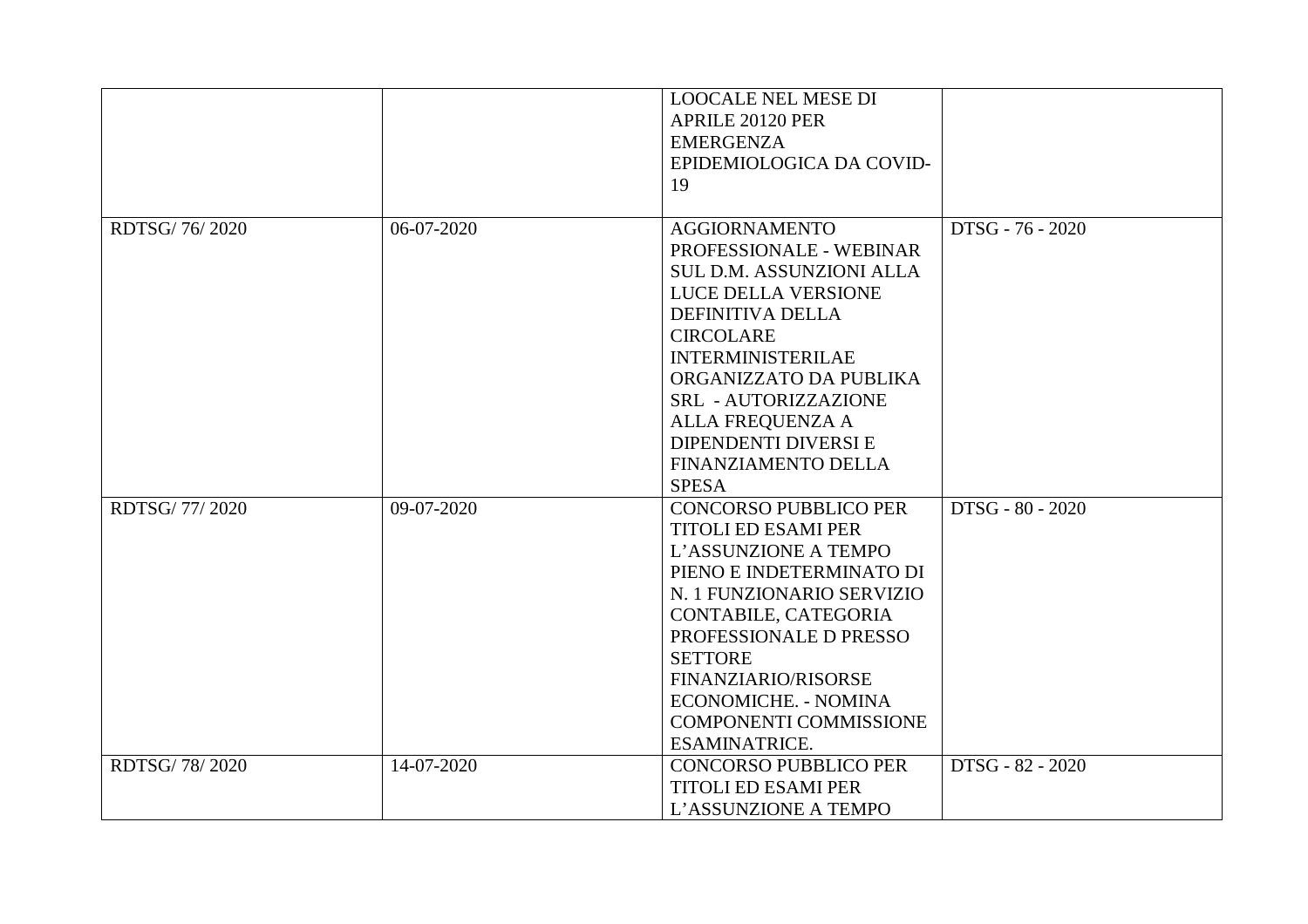| | | | |
|---|---|---|---|
| | | LOOCALE NEL MESE DI APRILE 20120 PER EMERGENZA EPIDEMIOLOGICA DA COVID-19 | |
| RDTSG/ 76/ 2020 | 06-07-2020 | AGGIORNAMENTO PROFESSIONALE - WEBINAR SUL D.M. ASSUNZIONI ALLA LUCE DELLA VERSIONE DEFINITIVA DELLA CIRCOLARE INTERMINISTERILAE ORGANIZZATO DA PUBLIKA SRL - AUTORIZZAZIONE ALLA FREQUENZA A DIPENDENTI DIVERSI E FINANZIAMENTO DELLA SPESA | DTSG - 76 - 2020 |
| RDTSG/ 77/ 2020 | 09-07-2020 | CONCORSO PUBBLICO PER TITOLI ED ESAMI PER L'ASSUNZIONE A TEMPO PIENO E INDETERMINATO DI N. 1 FUNZIONARIO SERVIZIO CONTABILE, CATEGORIA PROFESSIONALE D PRESSO SETTORE FINANZIARIO/RISORSE ECONOMICHE. - NOMINA COMPONENTI COMMISSIONE ESAMINATRICE. | DTSG - 80 - 2020 |
| RDTSG/ 78/ 2020 | 14-07-2020 | CONCORSO PUBBLICO PER TITOLI ED ESAMI PER L'ASSUNZIONE A TEMPO | DTSG - 82 - 2020 |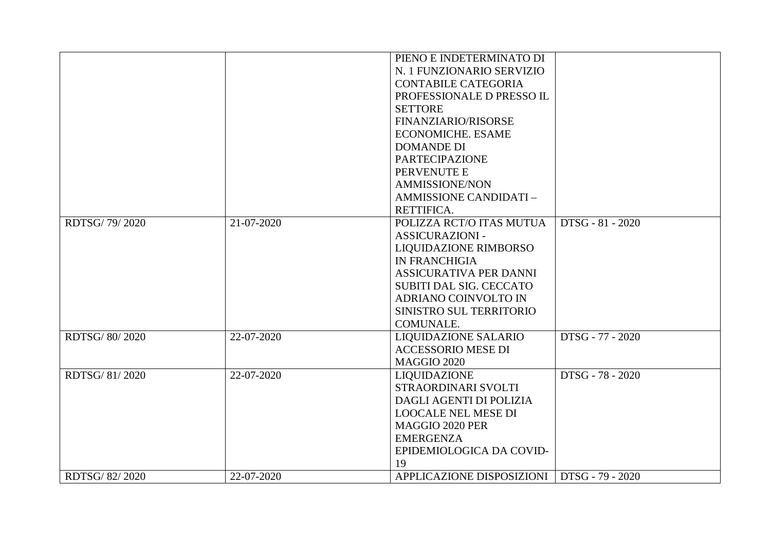| | | | |
|---|---|---|---|
| | | PIENO E INDETERMINATO DI N. 1 FUNZIONARIO SERVIZIO CONTABILE CATEGORIA PROFESSIONALE D PRESSO IL SETTORE FINANZIARIO/RISORSE ECONOMICHE. ESAME DOMANDE DI PARTECIPAZIONE PERVENUTE E AMMISSIONE/NON AMMISSIONE CANDIDATI – RETTIFICA. | |
| RDTSG/ 79/ 2020 | 21-07-2020 | POLIZZA RCT/O ITAS MUTUA ASSICURAZIONI - LIQUIDAZIONE RIMBORSO IN FRANCHIGIA ASSICURATIVA PER DANNI SUBITI DAL SIG. CECCATO ADRIANO COINVOLTO IN SINISTRO SUL TERRITORIO COMUNALE. | DTSG - 81 - 2020 |
| RDTSG/ 80/ 2020 | 22-07-2020 | LIQUIDAZIONE SALARIO ACCESSORIO MESE DI MAGGIO 2020 | DTSG - 77 - 2020 |
| RDTSG/ 81/ 2020 | 22-07-2020 | LIQUIDAZIONE STRAORDINARI SVOLTI DAGLI AGENTI DI POLIZIA LOOCALE NEL MESE DI MAGGIO 2020 PER EMERGENZA EPIDEMIOLOGICA DA COVID-19 | DTSG - 78 - 2020 |
| RDTSG/ 82/ 2020 | 22-07-2020 | APPLICAZIONE DISPOSIZIONI | DTSG - 79 - 2020 |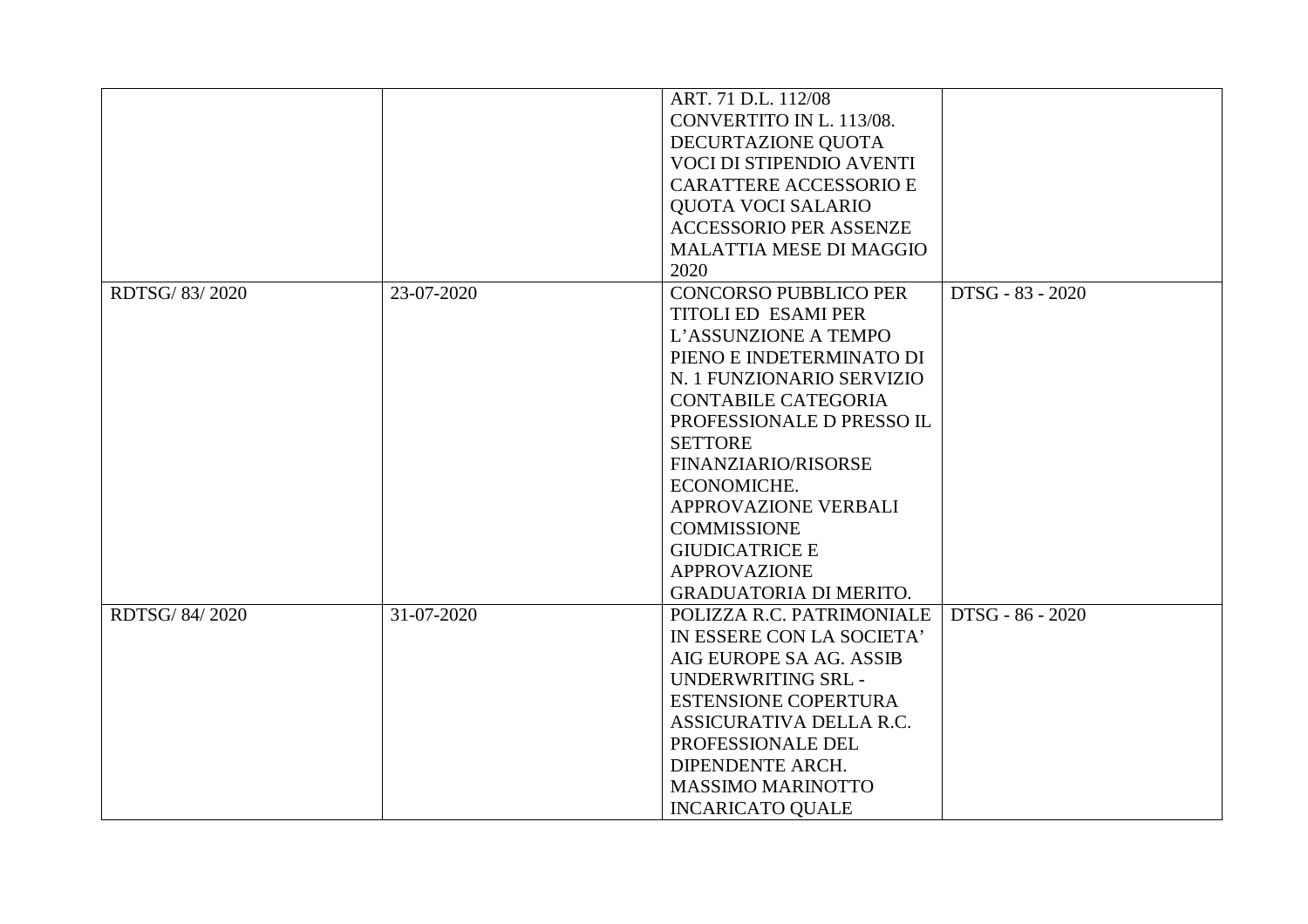| | | | |
|---|---|---|---|
| | | ART. 71 D.L. 112/08 CONVERTITO IN L. 113/08. DECURTAZIONE QUOTA VOCI DI STIPENDIO AVENTI CARATTERE ACCESSORIO E QUOTA VOCI SALARIO ACCESSORIO PER ASSENZE MALATTIA MESE DI MAGGIO 2020 | |
| RDTSG/ 83/ 2020 | 23-07-2020 | CONCORSO PUBBLICO PER TITOLI ED ESAMI PER L'ASSUNZIONE A TEMPO PIENO E INDETERMINATO DI N. 1 FUNZIONARIO SERVIZIO CONTABILE CATEGORIA PROFESSIONALE D PRESSO IL SETTORE FINANZIARIO/RISORSE ECONOMICHE. APPROVAZIONE VERBALI COMMISSIONE GIUDICATRICE E APPROVAZIONE GRADUATORIA DI MERITO. | DTSG - 83 - 2020 |
| RDTSG/ 84/ 2020 | 31-07-2020 | POLIZZA R.C. PATRIMONIALE IN ESSERE CON LA SOCIETA' AIG EUROPE SA AG. ASSIB UNDERWRITING SRL - ESTENSIONE COPERTURA ASSICURATIVA DELLA R.C. PROFESSIONALE DEL DIPENDENTE ARCH. MASSIMO MARINOTTO INCARICATO QUALE | DTSG - 86 - 2020 |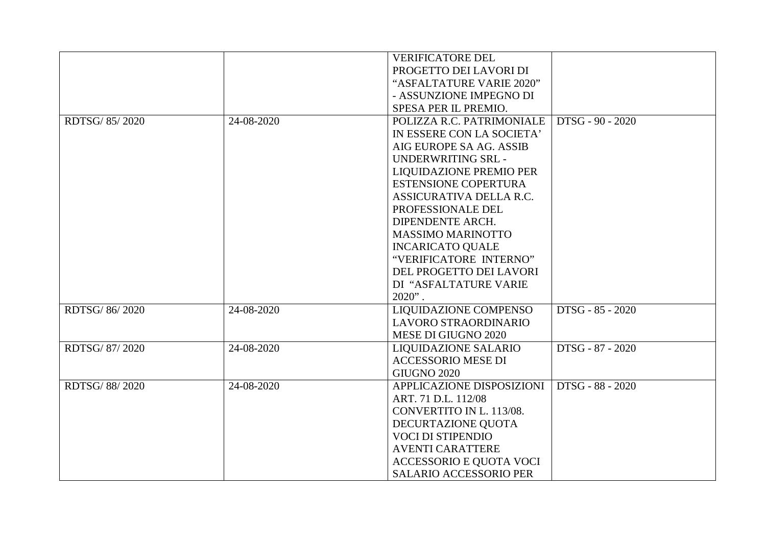| | | | |
|---|---|---|---|
| | | VERIFICATORE DEL PROGETTO DEI LAVORI DI "ASFALTATURE VARIE 2020" - ASSUNZIONE IMPEGNO DI SPESA PER IL PREMIO. | |
| RDTSG/ 85/ 2020 | 24-08-2020 | POLIZZA R.C. PATRIMONIALE IN ESSERE CON LA SOCIETA' AIG EUROPE SA AG. ASSIB UNDERWRITING SRL - LIQUIDAZIONE PREMIO PER ESTENSIONE COPERTURA ASSICURATIVA DELLA R.C. PROFESSIONALE DEL DIPENDENTE ARCH. MASSIMO MARINOTTO INCARICATO QUALE "VERIFICATORE INTERNO" DEL PROGETTO DEI LAVORI DI "ASFALTATURE VARIE 2020" . | DTSG - 90 - 2020 |
| RDTSG/ 86/ 2020 | 24-08-2020 | LIQUIDAZIONE COMPENSO LAVORO STRAORDINARIO MESE DI GIUGNO 2020 | DTSG - 85 - 2020 |
| RDTSG/ 87/ 2020 | 24-08-2020 | LIQUIDAZIONE SALARIO ACCESSORIO MESE DI GIUGNO 2020 | DTSG - 87 - 2020 |
| RDTSG/ 88/ 2020 | 24-08-2020 | APPLICAZIONE DISPOSIZIONI ART. 71 D.L. 112/08 CONVERTITO IN L. 113/08. DECURTAZIONE QUOTA VOCI DI STIPENDIO AVENTI CARATTERE ACCESSORIO E QUOTA VOCI SALARIO ACCESSORIO PER | DTSG - 88 - 2020 |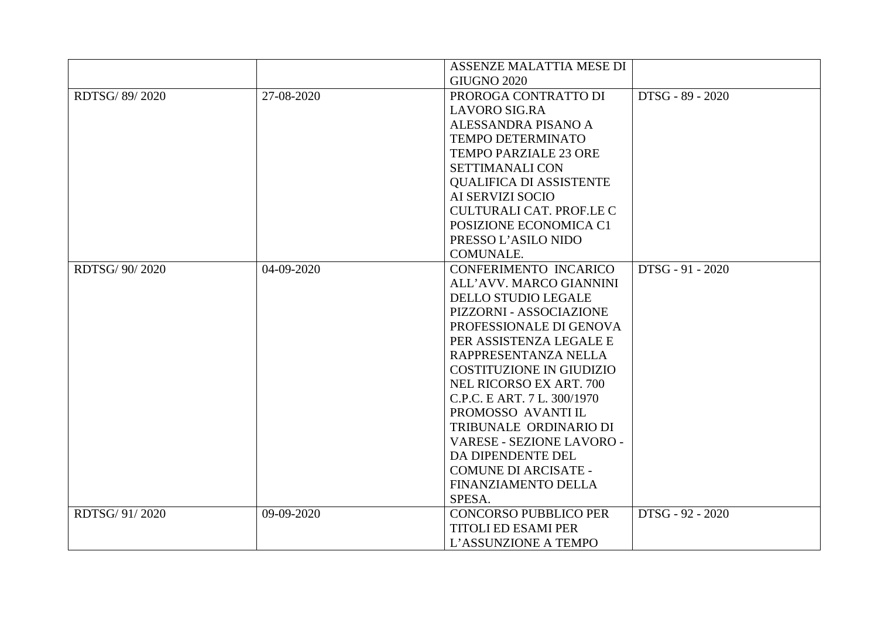| | | | |
|---|---|---|---|
| | | ASSENZE MALATTIA MESE DI GIUGNO 2020 | |
| RDTSG/ 89/ 2020 | 27-08-2020 | PROROGA CONTRATTO DI LAVORO SIG.RA ALESSANDRA PISANO A TEMPO DETERMINATO TEMPO PARZIALE 23 ORE SETTIMANALI CON QUALIFICA DI ASSISTENTE AI SERVIZI SOCIO CULTURALI CAT. PROF.LE C POSIZIONE ECONOMICA C1 PRESSO L'ASILO NIDO COMUNALE. | DTSG - 89 - 2020 |
| RDTSG/ 90/ 2020 | 04-09-2020 | CONFERIMENTO INCARICO ALL'AVV. MARCO GIANNINI DELLO STUDIO LEGALE PIZZORNI - ASSOCIAZIONE PROFESSIONALE DI GENOVA PER ASSISTENZA LEGALE E RAPPRESENTANZA NELLA COSTITUZIONE IN GIUDIZIO NEL RICORSO EX ART. 700 C.P.C. E ART. 7 L. 300/1970 PROMOSSO AVANTI IL TRIBUNALE ORDINARIO DI VARESE - SEZIONE LAVORO - DA DIPENDENTE DEL COMUNE DI ARCISATE - FINANZIAMENTO DELLA SPESA. | DTSG - 91 - 2020 |
| RDTSG/ 91/ 2020 | 09-09-2020 | CONCORSO PUBBLICO PER TITOLI ED ESAMI PER L'ASSUNZIONE A TEMPO | DTSG - 92 - 2020 |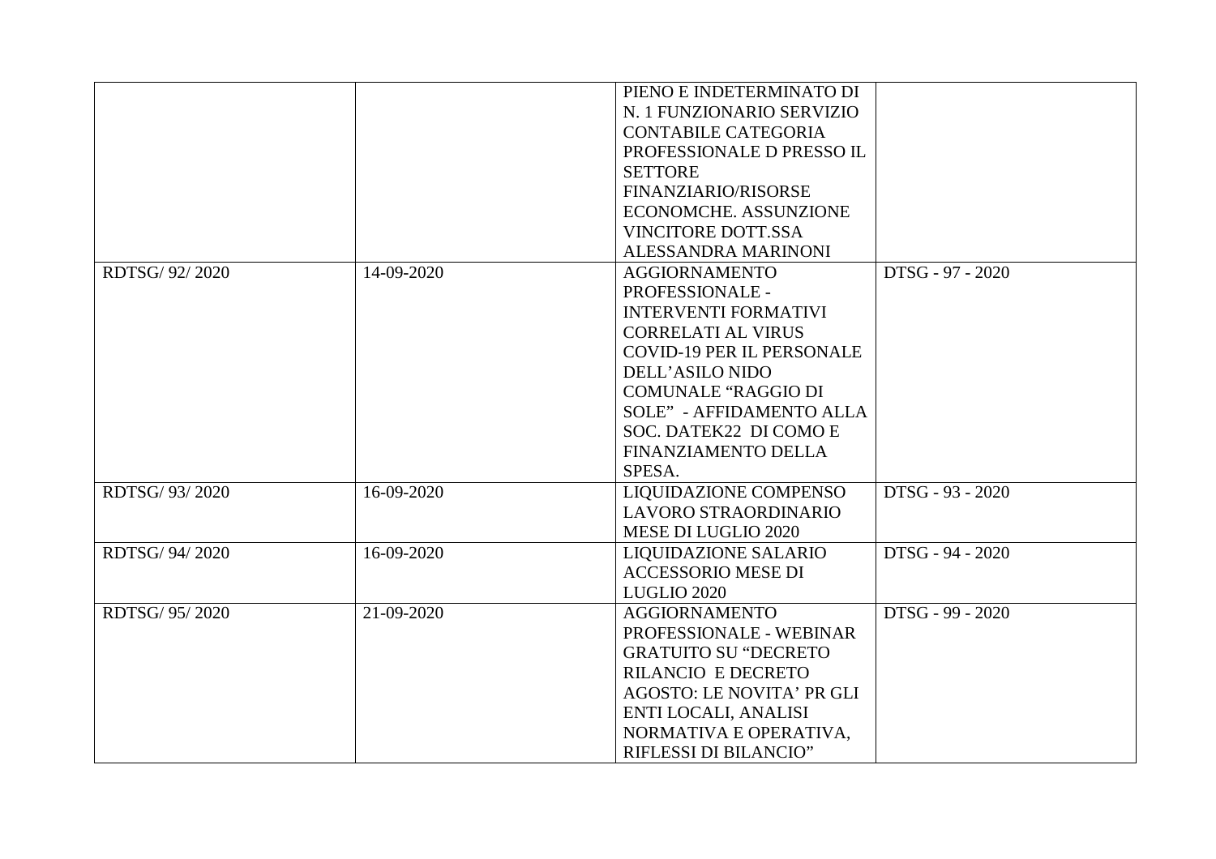| | | | |
|---|---|---|---|
| | | PIENO E INDETERMINATO DI N. 1 FUNZIONARIO SERVIZIO CONTABILE CATEGORIA PROFESSIONALE D PRESSO IL SETTORE FINANZIARIO/RISORSE ECONOMCHE. ASSUNZIONE VINCITORE DOTT.SSA ALESSANDRA MARINONI | |
| RDTSG/ 92/ 2020 | 14-09-2020 | AGGIORNAMENTO PROFESSIONALE - INTERVENTI FORMATIVI CORRELATI AL VIRUS COVID-19 PER IL PERSONALE DELL'ASILO NIDO COMUNALE "RAGGIO DI SOLE" - AFFIDAMENTO ALLA SOC. DATEK22 DI COMO E FINANZIAMENTO DELLA SPESA. | DTSG - 97 - 2020 |
| RDTSG/ 93/ 2020 | 16-09-2020 | LIQUIDAZIONE COMPENSO LAVORO STRAORDINARIO MESE DI LUGLIO 2020 | DTSG - 93 - 2020 |
| RDTSG/ 94/ 2020 | 16-09-2020 | LIQUIDAZIONE SALARIO ACCESSORIO MESE DI LUGLIO 2020 | DTSG - 94 - 2020 |
| RDTSG/ 95/ 2020 | 21-09-2020 | AGGIORNAMENTO PROFESSIONALE - WEBINAR GRATUITO SU "DECRETO RILANCIO E DECRETO AGOSTO: LE NOVITA' PR GLI ENTI LOCALI, ANALISI NORMATIVA E OPERATIVA, RIFLESSI DI BILANCIO" | DTSG - 99 - 2020 |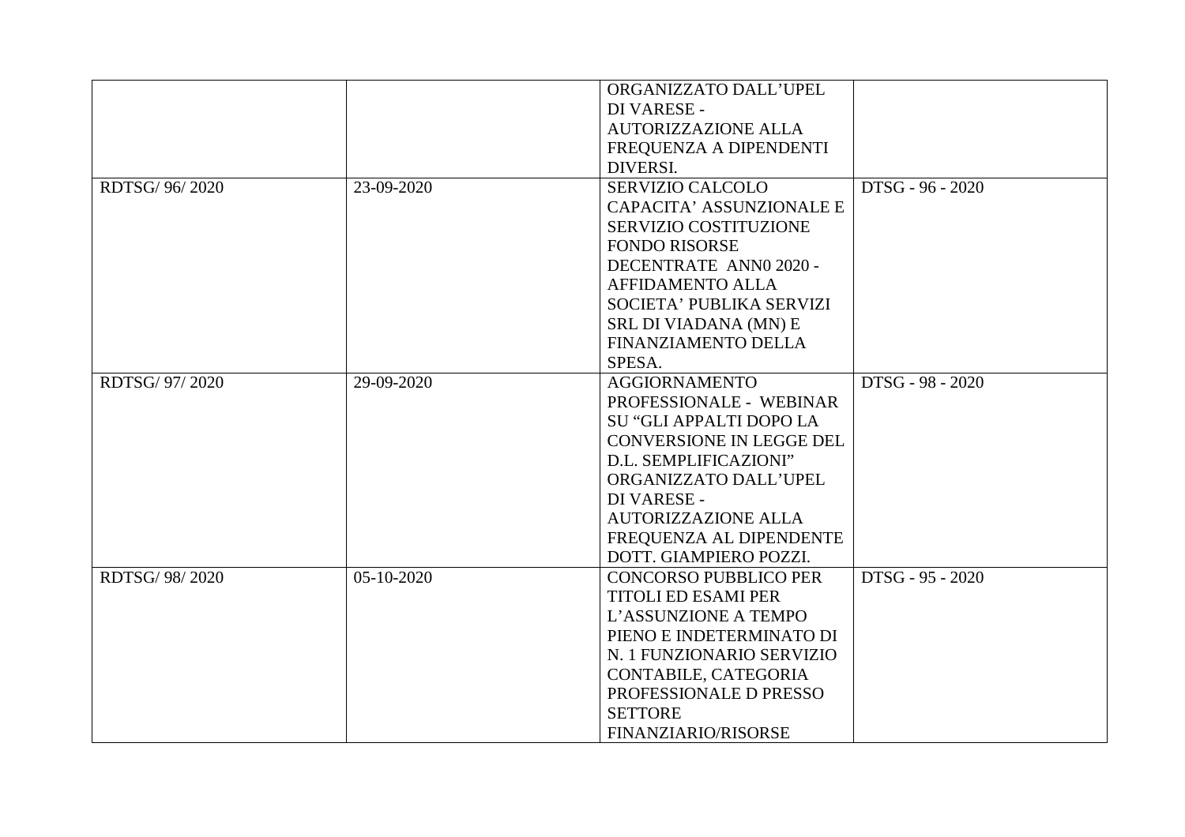| | | | |
|---|---|---|---|
| | | ORGANIZZATO DALL’UPEL DI VARESE - AUTORIZZAZIONE ALLA FREQUENZA A DIPENDENTI DIVERSI. | |
| RDTSG/ 96/ 2020 | 23-09-2020 | SERVIZIO CALCOLO CAPACITA’ ASSUNZIONALE E SERVIZIO COSTITUZIONE FONDO RISORSE DECENTRATE ANN0 2020 - AFFIDAMENTO ALLA SOCIETA’ PUBLIKA SERVIZI SRL DI VIADANA (MN) E FINANZIAMENTO DELLA SPESA. | DTSG - 96 - 2020 |
| RDTSG/ 97/ 2020 | 29-09-2020 | AGGIORNAMENTO PROFESSIONALE - WEBINAR SU “GLI APPALTI DOPO LA CONVERSIONE IN LEGGE DEL D.L. SEMPLIFICAZIONI” ORGANIZZATO DALL’UPEL DI VARESE - AUTORIZZAZIONE ALLA FREQUENZA AL DIPENDENTE DOTT. GIAMPIERO POZZI. | DTSG - 98 - 2020 |
| RDTSG/ 98/ 2020 | 05-10-2020 | CONCORSO PUBBLICO PER TITOLI ED ESAMI PER L’ASSUNZIONE A TEMPO PIENO E INDETERMINATO DI N. 1 FUNZIONARIO SERVIZIO CONTABILE, CATEGORIA PROFESSIONALE D PRESSO SETTORE FINANZIARIO/RISORSE | DTSG - 95 - 2020 |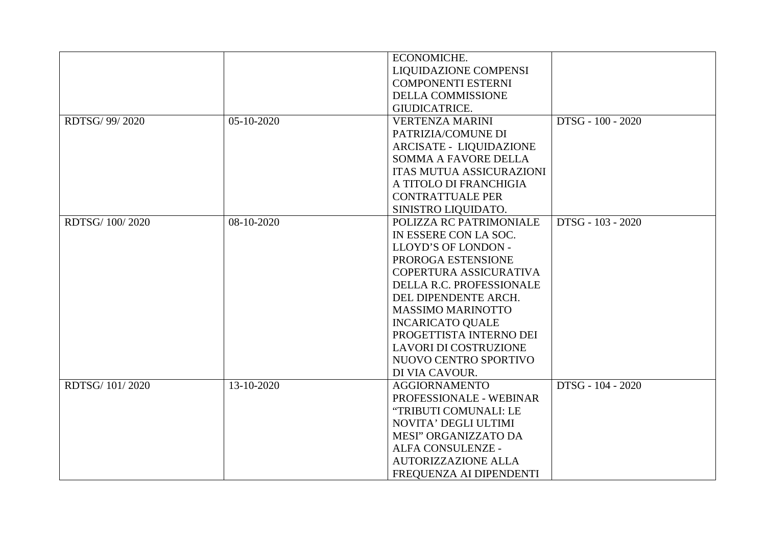| | | | |
|---|---|---|---|
| | | ECONOMICHE. LIQUIDAZIONE COMPENSI COMPONENTI ESTERNI DELLA COMMISSIONE GIUDICATRICE. | |
| RDTSG/ 99/ 2020 | 05-10-2020 | VERTENZA MARINI PATRIZIA/COMUNE DI ARCISATE - LIQUIDAZIONE SOMMA A FAVORE DELLA ITAS MUTUA ASSICURAZIONI A TITOLO DI FRANCHIGIA CONTRATTUALE PER SINISTRO LIQUIDATO. | DTSG - 100 - 2020 |
| RDTSG/ 100/ 2020 | 08-10-2020 | POLIZZA RC PATRIMONIALE IN ESSERE CON LA SOC. LLOYD'S OF LONDON - PROROGA ESTENSIONE COPERTURA ASSICURATIVA DELLA R.C. PROFESSIONALE DEL DIPENDENTE ARCH. MASSIMO MARINOTTO INCARICATO QUALE PROGETTISTA INTERNO DEI LAVORI DI COSTRUZIONE NUOVO CENTRO SPORTIVO DI VIA CAVOUR. | DTSG - 103 - 2020 |
| RDTSG/ 101/ 2020 | 13-10-2020 | AGGIORNAMENTO PROFESSIONALE - WEBINAR "TRIBUTI COMUNALI: LE NOVITA' DEGLI ULTIMI MESI" ORGANIZZATO DA ALFA CONSULENZE - AUTORIZZAZIONE ALLA FREQUENZA AI DIPENDENTI | DTSG - 104 - 2020 |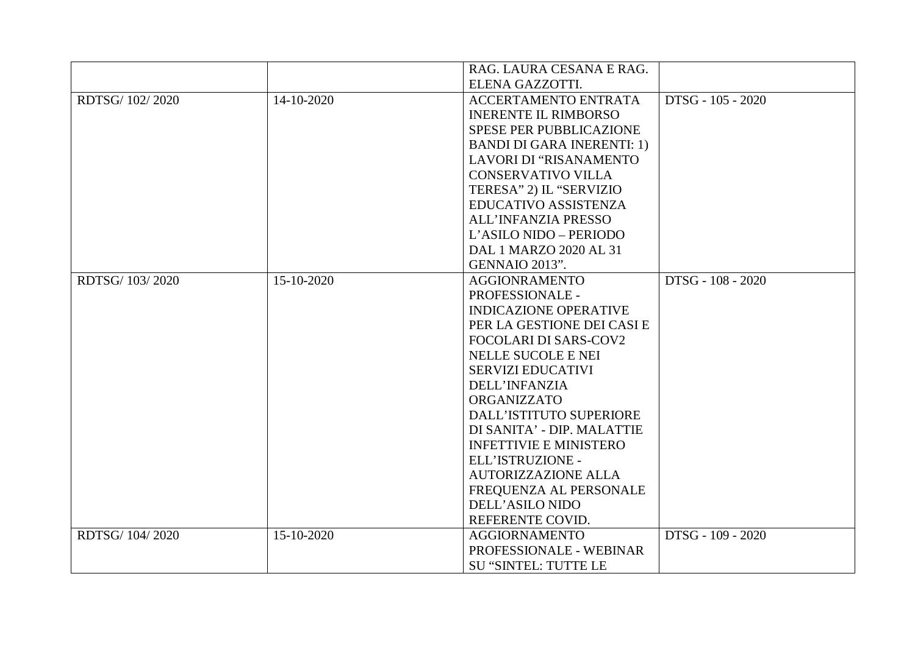| | | | |
|---|---|---|---|
| | | RAG. LAURA CESANA E RAG. ELENA GAZZOTTI. | |
| RDTSG/ 102/ 2020 | 14-10-2020 | ACCERTAMENTO ENTRATA INERENTE IL RIMBORSO SPESE PER PUBBLICAZIONE BANDI DI GARA INERENTI: 1) LAVORI DI “RISANAMENTO CONSERVATIVO VILLA TERESA” 2) IL “SERVIZIO EDUCATIVO ASSISTENZA ALL’INFANZIA PRESSO L’ASILO NIDO – PERIODO DAL 1 MARZO 2020 AL 31 GENNAIO 2013”. | DTSG - 105 - 2020 |
| RDTSG/ 103/ 2020 | 15-10-2020 | AGGIONRAMENTO PROFESSIONALE - INDICAZIONE OPERATIVE PER LA GESTIONE DEI CASI E FOCOLARI DI SARS-COV2 NELLE SUCOLE E NEI SERVIZI EDUCATIVI DELL’INFANZIA ORGANIZZATO DALL’ISTITUTO SUPERIORE DI SANITA’ - DIP. MALATTIE INFETTIVIE E MINISTERO ELL’ISTRUZIONE - AUTORIZZAZIONE ALLA FREQUENZA AL PERSONALE DELL’ASILO NIDO REFERENTE COVID. | DTSG - 108 - 2020 |
| RDTSG/ 104/ 2020 | 15-10-2020 | AGGIORNAMENTO PROFESSIONALE - WEBINAR SU “SINTEL: TUTTE LE | DTSG - 109 - 2020 |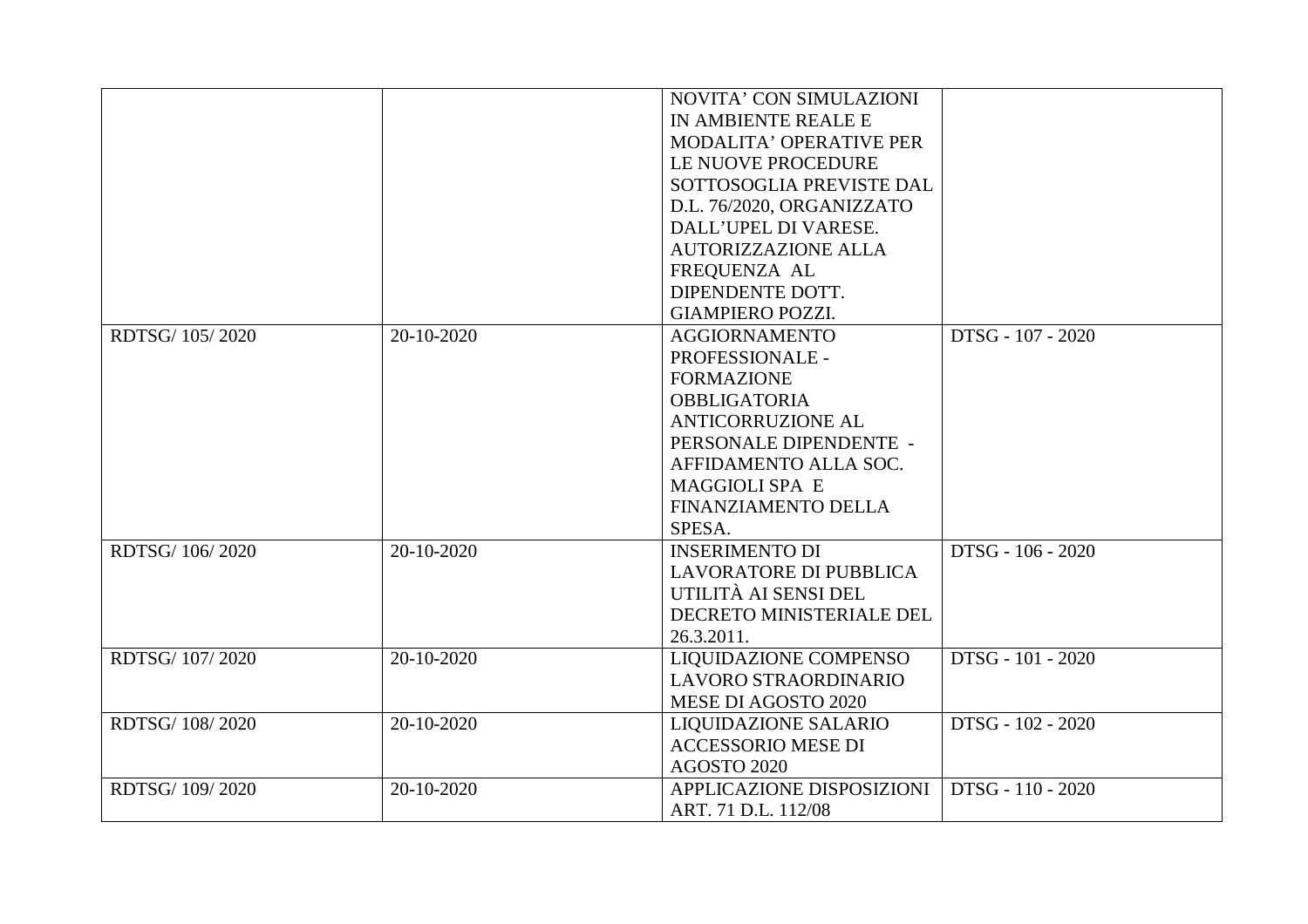| | | NOVITA' CON SIMULAZIONI IN AMBIENTE REALE E MODALITA' OPERATIVE PER LE NUOVE PROCEDURE SOTTOSOGLIA PREVISTE DAL D.L. 76/2020, ORGANIZZATO DALL'UPEL DI VARESE. AUTORIZZAZIONE ALLA FREQUENZA AL DIPENDENTE DOTT. GIAMPIERO POZZI. | |
|---|---|---|---|
| RDTSG/ 105/ 2020 | 20-10-2020 | AGGIORNAMENTO PROFESSIONALE - FORMAZIONE OBBLIGATORIA ANTICORRUZIONE AL PERSONALE DIPENDENTE - AFFIDAMENTO ALLA SOC. MAGGIOLI SPA E FINANZIAMENTO DELLA SPESA. | DTSG - 107 - 2020 |
| RDTSG/ 106/ 2020 | 20-10-2020 | INSERIMENTO DI LAVORATORE DI PUBBLICA UTILITÀ AI SENSI DEL DECRETO MINISTERIALE DEL 26.3.2011. | DTSG - 106 - 2020 |
| RDTSG/ 107/ 2020 | 20-10-2020 | LIQUIDAZIONE COMPENSO LAVORO STRAORDINARIO MESE DI AGOSTO 2020 | DTSG - 101 - 2020 |
| RDTSG/ 108/ 2020 | 20-10-2020 | LIQUIDAZIONE SALARIO ACCESSORIO MESE DI AGOSTO 2020 | DTSG - 102 - 2020 |
| RDTSG/ 109/ 2020 | 20-10-2020 | APPLICAZIONE DISPOSIZIONI ART. 71 D.L. 112/08 | DTSG - 110 - 2020 |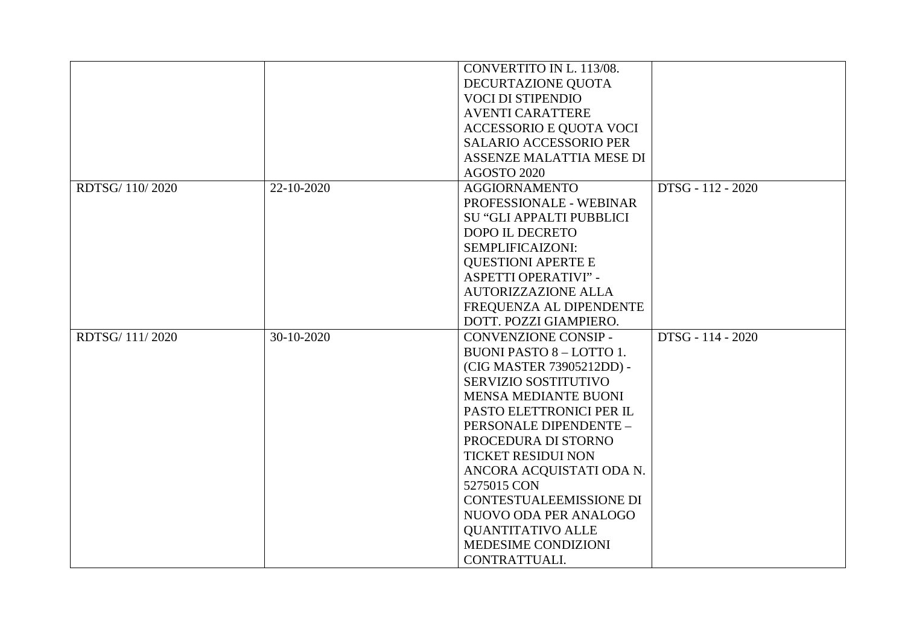| | | | |
|---|---|---|---|
| | | CONVERTITO IN L. 113/08. DECURTAZIONE QUOTA VOCI DI STIPENDIO AVENTI CARATTERE ACCESSORIO E QUOTA VOCI SALARIO ACCESSORIO PER ASSENZE MALATTIA MESE DI AGOSTO 2020 | |
| RDTSG/ 110/ 2020 | 22-10-2020 | AGGIORNAMENTO PROFESSIONALE - WEBINAR SU “GLI APPALTI PUBBLICI DOPO IL DECRETO SEMPLIFICAIZONI: QUESTIONI APERTE E ASPETTI OPERATIVI” - AUTORIZZAZIONE ALLA FREQUENZA AL DIPENDENTE DOTT. POZZI GIAMPIERO. | DTSG - 112 - 2020 |
| RDTSG/ 111/ 2020 | 30-10-2020 | CONVENZIONE CONSIP - BUONI PASTO 8 – LOTTO 1. (CIG MASTER 73905212DD) - SERVIZIO SOSTITUTIVO MENSA MEDIANTE BUONI PASTO ELETTRONICI PER IL PERSONALE DIPENDENTE – PROCEDURA DI STORNO TICKET RESIDUI NON ANCORA ACQUISTATI ODA N. 5275015 CON CONTESTUALEEMISSIONE DI NUOVO ODA PER ANALOGO QUANTITATIVO ALLE MEDESIME CONDIZIONI CONTRATTUALI. | DTSG - 114 - 2020 |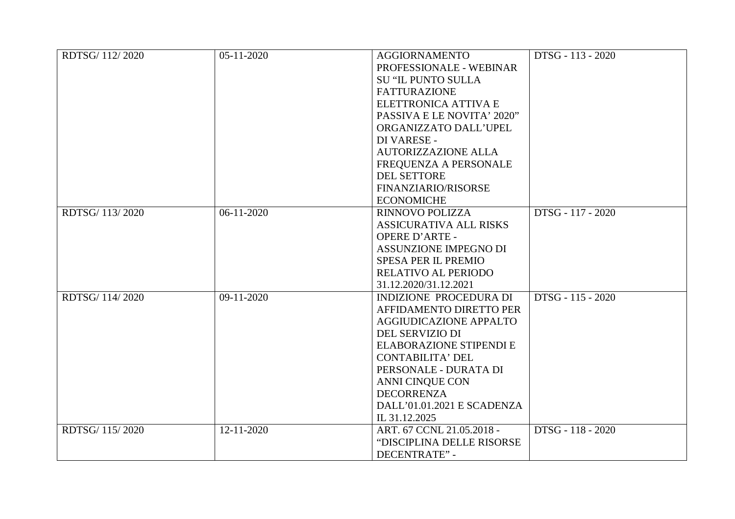| RDTSG/ 112/ 2020 | 05-11-2020 | AGGIORNAMENTO PROFESSIONALE - WEBINAR SU “IL PUNTO SULLA FATTURAZIONE ELETTRONICA ATTIVA E PASSIVA E LE NOVITA’ 2020” ORGANIZZATO DALL’UPEL DI VARESE - AUTORIZZAZIONE ALLA FREQUENZA A PERSONALE DEL SETTORE FINANZIARIO/RISORSE ECONOMICHE | DTSG - 113 - 2020 |
|---|---|---|---|
| RDTSG/ 113/ 2020 | 06-11-2020 | RINNOVO POLIZZA ASSICURATIVA ALL RISKS OPERE D’ARTE - ASSUNZIONE IMPEGNO DI SPESA PER IL PREMIO RELATIVO AL PERIODO 31.12.2020/31.12.2021 | DTSG - 117 - 2020 |
| RDTSG/ 114/ 2020 | 09-11-2020 | INDIZIONE PROCEDURA DI AFFIDAMENTO DIRETTO PER AGGIUDICAZIONE APPALTO DEL SERVIZIO DI ELABORAZIONE STIPENDI E CONTABILITA’ DEL PERSONALE - DURATA DI ANNI CINQUE CON DECORRENZA DALL’01.01.2021 E SCADENZA IL 31.12.2025 | DTSG - 115 - 2020 |
| RDTSG/ 115/ 2020 | 12-11-2020 | ART. 67 CCNL 21.05.2018 - “DISCIPLINA DELLE RISORSE DECENTRATE” - | DTSG - 118 - 2020 |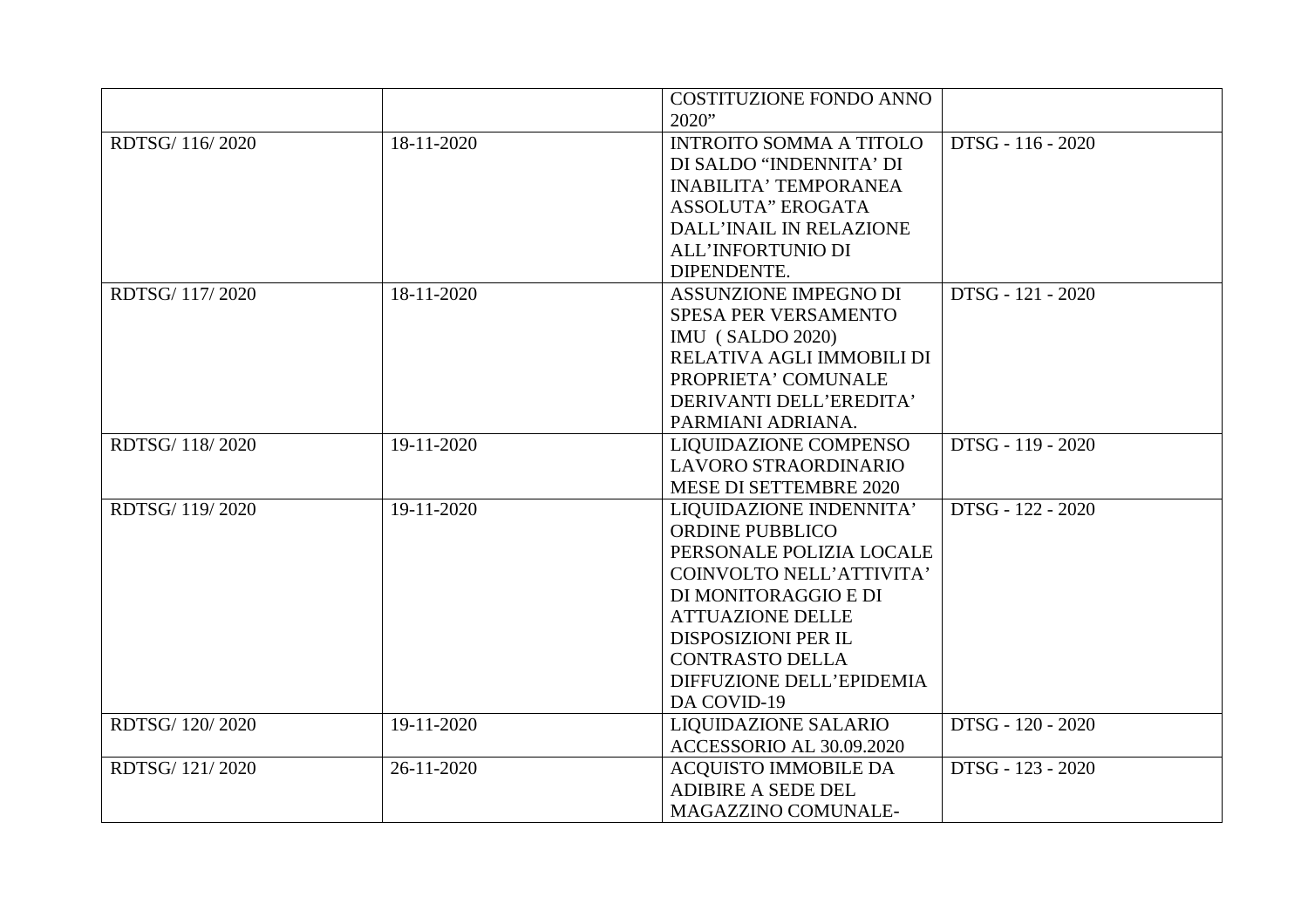| | | COSTITUZIONE FONDO ANNO 2020” | |
|---|---|---|---|
| RDTSG/ 116/ 2020 | 18-11-2020 | INTROITO SOMMA A TITOLO DI SALDO “INDENNITA’ DI INABILITA’ TEMPORANEA ASSOLUTA” EROGATA DALL’INAIL IN RELAZIONE ALL’INFORTUNIO DI DIPENDENTE. | DTSG - 116 - 2020 |
| RDTSG/ 117/ 2020 | 18-11-2020 | ASSUNZIONE IMPEGNO DI SPESA PER VERSAMENTO IMU ( SALDO 2020) RELATIVA AGLI IMMOBILI DI PROPRIETA’ COMUNALE DERIVANTI DELL’EREDITA’ PARMIANI ADRIANA. | DTSG - 121 - 2020 |
| RDTSG/ 118/ 2020 | 19-11-2020 | LIQUIDAZIONE COMPENSO LAVORO STRAORDINARIO MESE DI SETTEMBRE 2020 | DTSG - 119 - 2020 |
| RDTSG/ 119/ 2020 | 19-11-2020 | LIQUIDAZIONE INDENNITA’ ORDINE PUBBLICO PERSONALE POLIZIA LOCALE COINVOLTO NELL’ATTIVITA’ DI MONITORAGGIO E DI ATTUAZIONE DELLE DISPOSIZIONI PER IL CONTRASTO DELLA DIFFUZIONE DELL’EPIDEMIA DA COVID-19 | DTSG - 122 - 2020 |
| RDTSG/ 120/ 2020 | 19-11-2020 | LIQUIDAZIONE SALARIO ACCESSORIO AL 30.09.2020 | DTSG - 120 - 2020 |
| RDTSG/ 121/ 2020 | 26-11-2020 | ACQUISTO IMMOBILE DA ADIBIRE A SEDE DEL MAGAZZINO COMUNALE- | DTSG - 123 - 2020 |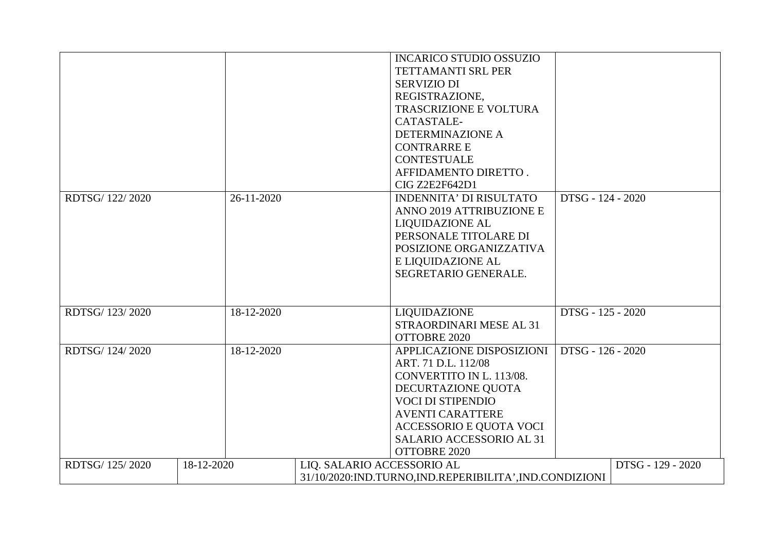| | | | |
|---|---|---|---|
| | | INCARICO STUDIO OSSUZIO TETTAMANTI SRL PER SERVIZIO DI REGISTRAZIONE, TRASCRIZIONE E VOLTURA CATASTALE- DETERMINAZIONE A CONTRARRE E CONTESTUALE AFFIDAMENTO DIRETTO . CIG Z2E2F642D1 | |
| RDTSG/ 122/ 2020 | 26-11-2020 | INDENNITA' DI RISULTATO ANNO 2019 ATTRIBUZIONE E LIQUIDAZIONE AL PERSONALE TITOLARE DI POSIZIONE ORGANIZZATIVA E LIQUIDAZIONE AL SEGRETARIO GENERALE. | DTSG - 124 - 2020 |
| RDTSG/ 123/ 2020 | 18-12-2020 | LIQUIDAZIONE STRAORDINARI MESE AL 31 OTTOBRE 2020 | DTSG - 125 - 2020 |
| RDTSG/ 124/ 2020 | 18-12-2020 | APPLICAZIONE DISPOSIZIONI ART. 71 D.L. 112/08 CONVERTITO IN L. 113/08. DECURTAZIONE QUOTA VOCI DI STIPENDIO AVENTI CARATTERE ACCESSORIO E QUOTA VOCI SALARIO ACCESSORIO AL 31 OTTOBRE 2020 | DTSG - 126 - 2020 |
| RDTSG/ 125/ 2020 | 18-12-2020 | LIQ. SALARIO ACCESSORIO AL 31/10/2020:IND.TURNO,IND.REPERIBILITA',IND.CONDIZIONI | DTSG - 129 - 2020 |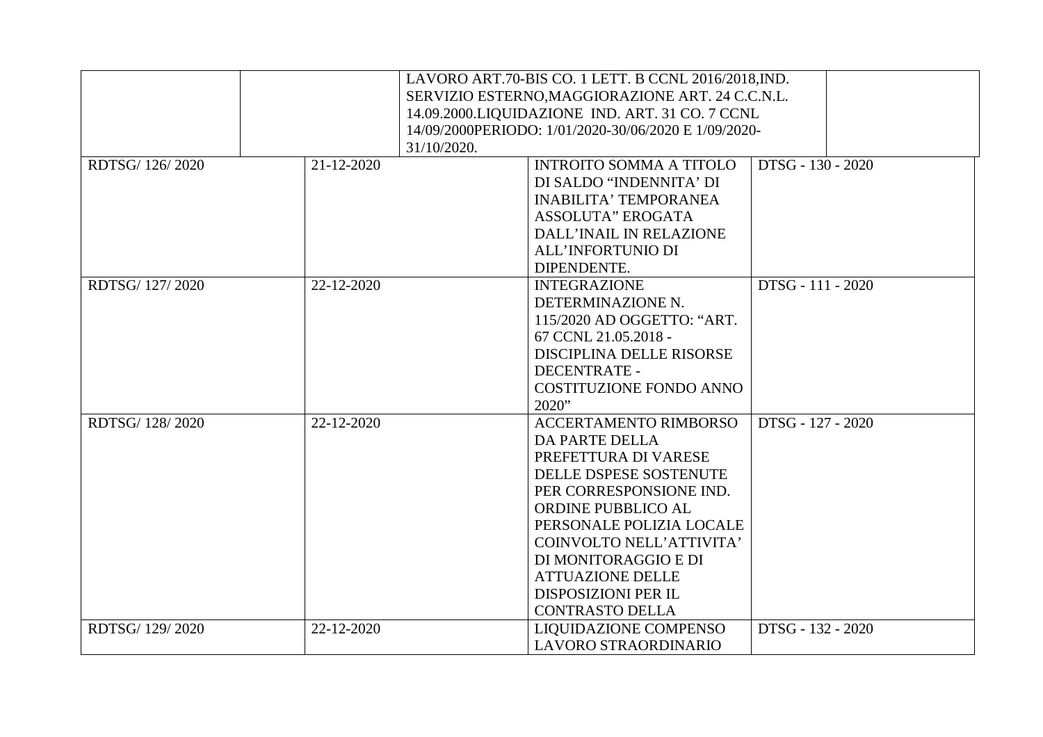| | | | | |
|---|---|---|---|---|
| | | LAVORO ART.70-BIS CO. 1 LETT. B CCNL 2016/2018,IND. SERVIZIO ESTERNO,MAGGIORAZIONE ART. 24 C.C.N.L. 14.09.2000.LIQUIDAZIONE IND. ART. 31 CO. 7 CCNL 14/09/2000PERIODO: 1/01/2020-30/06/2020 E 1/09/2020-31/10/2020. | | |
| RDTSG/ 126/ 2020 | 21-12-2020 | | INTROITO SOMMA A TITOLO DI SALDO “INDENNITA’ DI INABILITA’ TEMPORANEA ASSOLUTA” EROGATA DALL’INAIL IN RELAZIONE ALL’INFORTUNIO DI DIPENDENTE. | DTSG - 130 - 2020 |
| RDTSG/ 127/ 2020 | 22-12-2020 | | INTEGRAZIONE DETERMINAZIONE N. 115/2020 AD OGGETTO: “ART. 67 CCNL 21.05.2018 - DISCIPLINA DELLE RISORSE DECENTRATE - COSTITUZIONE FONDO ANNO 2020” | DTSG - 111 - 2020 |
| RDTSG/ 128/ 2020 | 22-12-2020 | | ACCERTAMENTO RIMBORSO DA PARTE DELLA PREFETTURA DI VARESE DELLE DSPESE SOSTENUTE PER CORRESPONSIONE IND. ORDINE PUBBLICO AL PERSONALE POLIZIA LOCALE COINVOLTO NELL’ATTIVITA’ DI MONITORAGGIO E DI ATTUAZIONE DELLE DISPOSIZIONI PER IL CONTRASTO DELLA | DTSG - 127 - 2020 |
| RDTSG/ 129/ 2020 | 22-12-2020 | | LIQUIDAZIONE COMPENSO LAVORO STRAORDINARIO | DTSG - 132 - 2020 |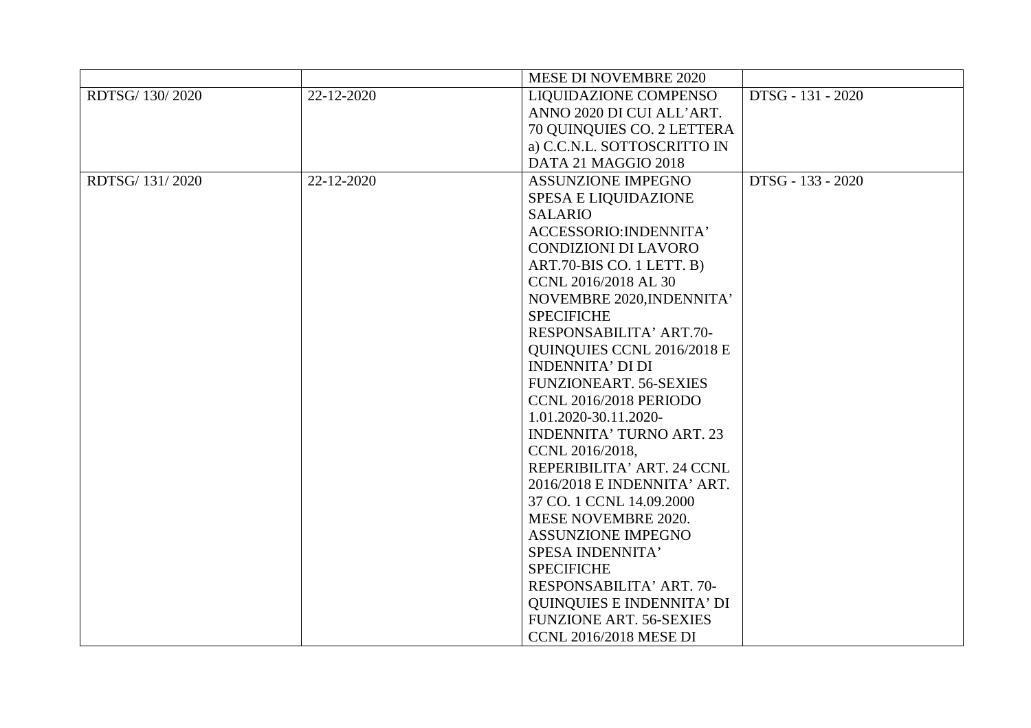| | | | |
|---|---|---|---|
| | | MESE DI NOVEMBRE 2020 | |
| RDTSG/ 130/ 2020 | 22-12-2020 | LIQUIDAZIONE COMPENSO ANNO 2020 DI CUI ALL'ART. 70 QUINQUIES CO. 2 LETTERA a) C.C.N.L. SOTTOSCRITTO IN DATA 21 MAGGIO 2018 | DTSG - 131 - 2020 |
| RDTSG/ 131/ 2020 | 22-12-2020 | ASSUNZIONE IMPEGNO SPESA E LIQUIDAZIONE SALARIO ACCESSORIO:INDENNITA' CONDIZIONI DI LAVORO ART.70-BIS CO. 1 LETT. B) CCNL 2016/2018 AL 30 NOVEMBRE 2020,INDENNITA' SPECIFICHE RESPONSABILITA' ART.70-QUINQUIES CCNL 2016/2018 E INDENNITA' DI DI FUNZIONEART. 56-SEXIES CCNL 2016/2018 PERIODO 1.01.2020-30.11.2020-INDENNITA' TURNO ART. 23 CCNL 2016/2018, REPERIBILITA' ART. 24 CCNL 2016/2018 E INDENNITA' ART. 37 CO. 1 CCNL 14.09.2000 MESE NOVEMBRE 2020. ASSUNZIONE IMPEGNO SPESA INDENNITA' SPECIFICHE RESPONSABILITA' ART. 70-QUINQUIES E INDENNITA' DI FUNZIONE ART. 56-SEXIES CCNL 2016/2018 MESE DI | DTSG - 133 - 2020 |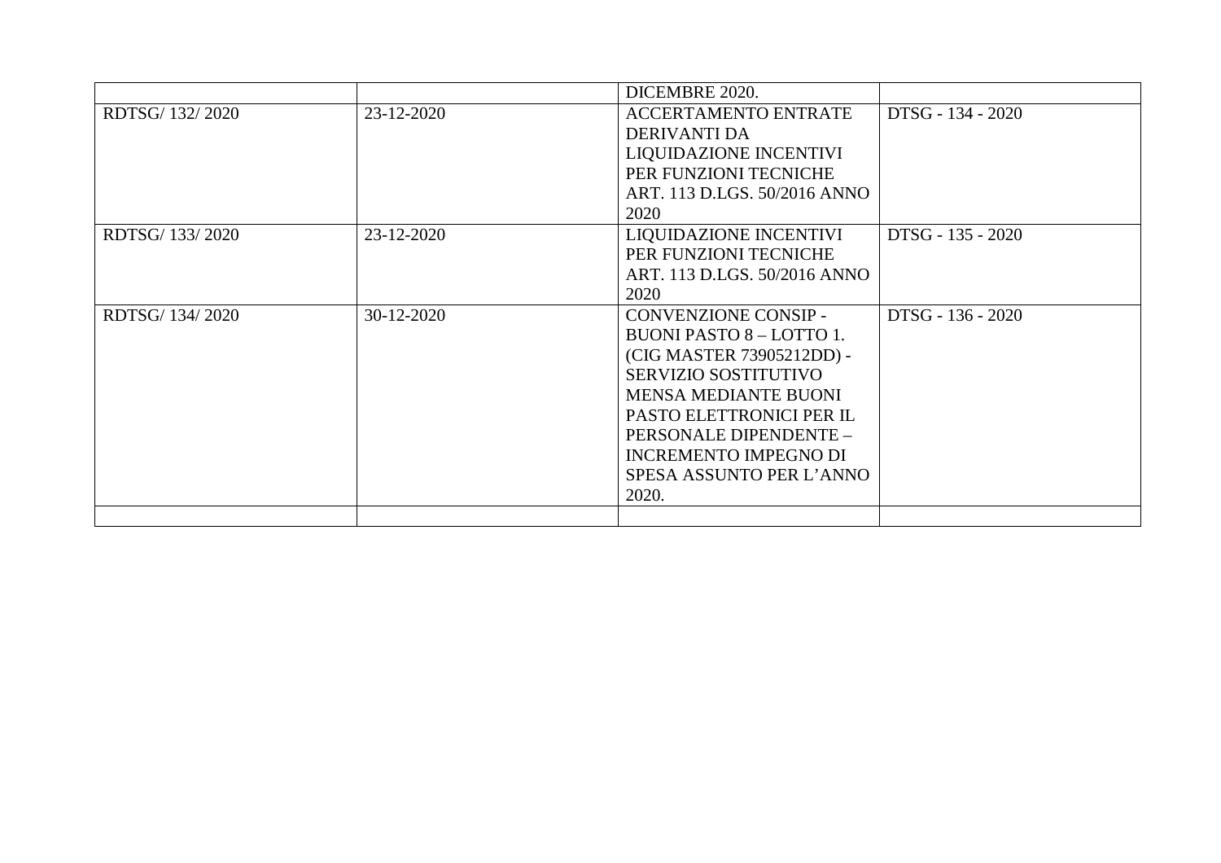| | | | |
|---|---|---|---|
| | | DICEMBRE 2020. | |
| RDTSG/ 132/ 2020 | 23-12-2020 | ACCERTAMENTO ENTRATE DERIVANTI DA LIQUIDAZIONE INCENTIVI PER FUNZIONI TECNICHE ART. 113 D.LGS. 50/2016 ANNO 2020 | DTSG - 134 - 2020 |
| RDTSG/ 133/ 2020 | 23-12-2020 | LIQUIDAZIONE INCENTIVI PER FUNZIONI TECNICHE ART. 113 D.LGS. 50/2016 ANNO 2020 | DTSG - 135 - 2020 |
| RDTSG/ 134/ 2020 | 30-12-2020 | CONVENZIONE CONSIP - BUONI PASTO 8 – LOTTO 1. (CIG MASTER 73905212DD) - SERVIZIO SOSTITUTIVO MENSA MEDIANTE BUONI PASTO ELETTRONICI PER IL PERSONALE DIPENDENTE – INCREMENTO IMPEGNO DI SPESA ASSUNTO PER L'ANNO 2020. | DTSG - 136 - 2020 |
| | | | |